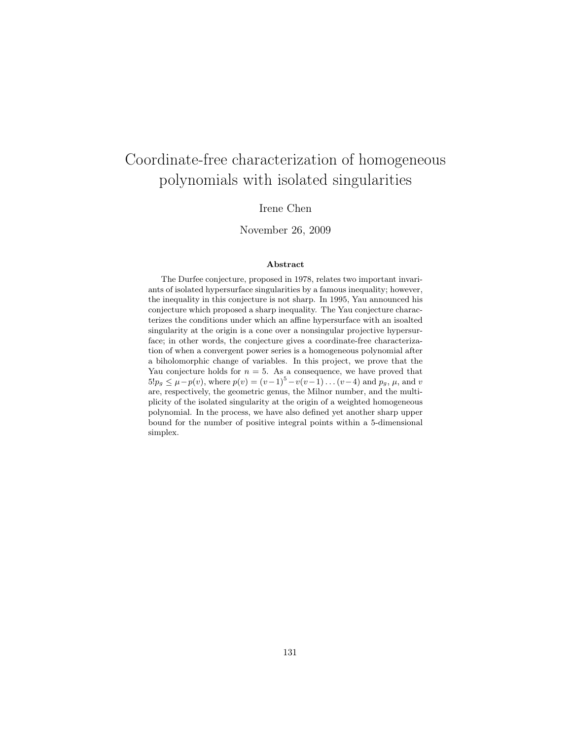# Coordinate-free characterization of homogeneous polynomials with isolated singularities

Irene Chen

November 26, 2009

### Abstract

The Durfee conjecture, proposed in 1978, relates two important invariants of isolated hypersurface singularities by a famous inequality; however, the inequality in this conjecture is not sharp. In 1995, Yau announced his conjecture which proposed a sharp inequality. The Yau conjecture characterizes the conditions under which an affine hypersurface with an isoalted singularity at the origin is a cone over a nonsingular projective hypersurface; in other words, the conjecture gives a coordinate-free characterization of when a convergent power series is a homogeneous polynomial after a biholomorphic change of variables. In this project, we prove that the Yau conjecture holds for $n = 5$. As a consequence, we have proved that $5!p_g \leq \mu - p(v)$, where $p(v) = (v-1)^5 - v(v-1)\ldots(v-4)$ and $p_g$, $\mu$, and $v$ are, respectively, the geometric genus, the Milnor number, and the multiplicity of the isolated singularity at the origin of a weighted homogeneous polynomial. In the process, we have also defined yet another sharp upper bound for the number of positive integral points within a 5-dimensional simplex.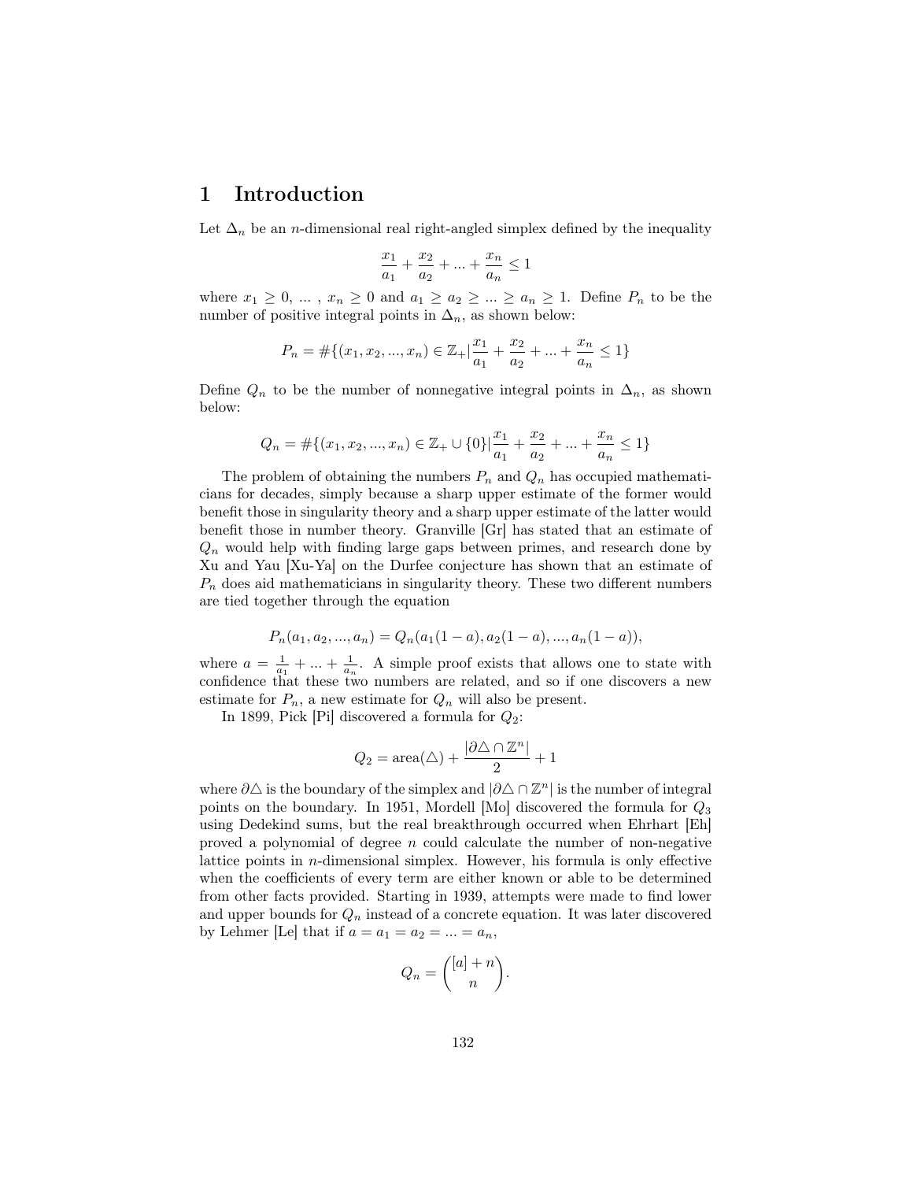# 1 Introduction

Let $\Delta_n$ be an $n$-dimensional real right-angled simplex defined by the inequality

$$\frac{x_1}{a_1} + \frac{x_2}{a_2} + ... + \frac{x_n}{a_n} \leq 1$$

where $x_1 \geq 0$, ... , $x_n \geq 0$ and $a_1 \geq a_2 \geq ... \geq a_n \geq 1$. Define $P_n$ to be the number of positive integral points in $\Delta_n$, as shown below:

$$P_n = \#\{(x_1, x_2, ..., x_n) \in \mathbb{Z}_+ | \frac{x_1}{a_1} + \frac{x_2}{a_2} + ... + \frac{x_n}{a_n} \leq 1\}$$

Define $Q_n$ to be the number of nonnegative integral points in $\Delta_n$, as shown below:

$$Q_n = \#\{(x_1, x_2, ..., x_n) \in \mathbb{Z}_+ \cup \{0\} | \frac{x_1}{a_1} + \frac{x_2}{a_2} + ... + \frac{x_n}{a_n} \leq 1\}$$

The problem of obtaining the numbers $P_n$ and $Q_n$ has occupied mathematicians for decades, simply because a sharp upper estimate of the former would benefit those in singularity theory and a sharp upper estimate of the latter would benefit those in number theory. Granville [Gr] has stated that an estimate of $Q_n$ would help with finding large gaps between primes, and research done by Xu and Yau [Xu-Ya] on the Durfee conjecture has shown that an estimate of $P_n$ does aid mathematicians in singularity theory. These two different numbers are tied together through the equation

$$P_n(a_1, a_2, ..., a_n) = Q_n(a_1(1-a), a_2(1-a), ..., a_n(1-a)),$$

where $a = \frac{1}{a_1} + ... + \frac{1}{a_n}$. A simple proof exists that allows one to state with confidence that these two numbers are related, and so if one discovers a new estimate for $P_n$, a new estimate for $Q_n$ will also be present.

In 1899, Pick [Pi] discovered a formula for $Q_2$:

$$Q_2 = \text{area}(\triangle) + \frac{|\partial\triangle \cap \mathbb{Z}^n|}{2} + 1$$

where $\partial\triangle$ is the boundary of the simplex and $|\partial\triangle \cap \mathbb{Z}^n|$ is the number of integral points on the boundary. In 1951, Mordell [Mo] discovered the formula for $Q_3$ using Dedekind sums, but the real breakthrough occurred when Ehrhart [Eh] proved a polynomial of degree $n$ could calculate the number of non-negative lattice points in $n$-dimensional simplex. However, his formula is only effective when the coefficients of every term are either known or able to be determined from other facts provided. Starting in 1939, attempts were made to find lower and upper bounds for $Q_n$ instead of a concrete equation. It was later discovered by Lehmer [Le] that if $a = a_1 = a_2 = ... = a_n$,

$$Q_n = \binom{[a] + n}{n}.$$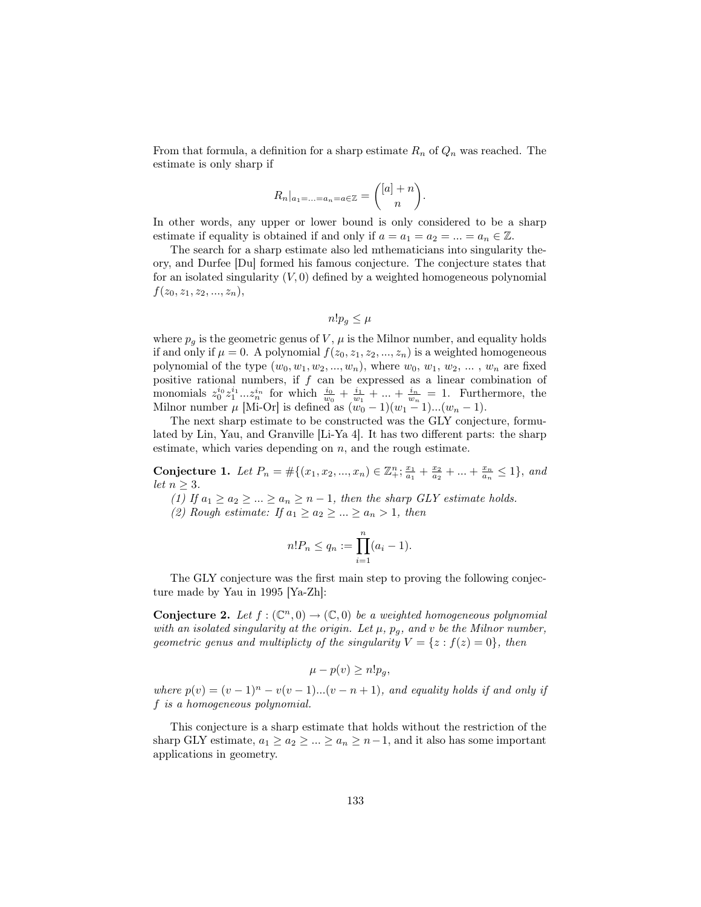From that formula, a definition for a sharp estimate $R_n$ of $Q_n$ was reached. The estimate is only sharp if

$$R_n|_{a_1=...=a_n=a\in\mathbb{Z}} = \binom{[a]+n}{n}.$$

In other words, any upper or lower bound is only considered to be a sharp estimate if equality is obtained if and only if $a = a_1 = a_2 = ... = a_n \in \mathbb{Z}$.

The search for a sharp estimate also led mthematicians into singularity theory, and Durfee [Du] formed his famous conjecture. The conjecture states that for an isolated singularity $(V, 0)$ defined by a weighted homogeneous polynomial $f(z_0, z_1, z_2, ..., z_n)$,

$$n!p_g \leq \mu$$

where $p_g$ is the geometric genus of $V$, $\mu$ is the Milnor number, and equality holds if and only if $\mu = 0$. A polynomial $f(z_0, z_1, z_2, ..., z_n)$ is a weighted homogeneous polynomial of the type $(w_0, w_1, w_2, ..., w_n)$, where $w_0$, $w_1$, $w_2$, ... , $w_n$ are fixed positive rational numbers, if $f$ can be expressed as a linear combination of monomials $z_0^{i_0} z_1^{i_1} ... z_n^{i_n}$ for which $\frac{i_0}{w_0} + \frac{i_1}{w_1} + ... + \frac{i_n}{w_n} = 1$. Furthermore, the Milnor number $\mu$ [Mi-Or] is defined as $(w_0 - 1)(w_1 - 1)...(w_n - 1)$.

The next sharp estimate to be constructed was the GLY conjecture, formulated by Lin, Yau, and Granville [Li-Ya 4]. It has two different parts: the sharp estimate, which varies depending on $n$, and the rough estimate.

**Conjecture 1.** *Let* $P_n = \#\{(x_1, x_2, ..., x_n) \in \mathbb{Z}_+^n; \frac{x_1}{a_1} + \frac{x_2}{a_2} + ... + \frac{x_n}{a_n} \leq 1\}$, *and let* $n \geq 3$.

*(1) If* $a_1 \geq a_2 \geq ... \geq a_n \geq n - 1$, *then the sharp GLY estimate holds.*

*(2) Rough estimate: If* $a_1 \geq a_2 \geq ... \geq a_n > 1$, *then*

$$n!P_n \leq q_n := \prod_{i=1}^{n}(a_i - 1).$$

The GLY conjecture was the first main step to proving the following conjecture made by Yau in 1995 [Ya-Zh]:

**Conjecture 2.** *Let* $f : (\mathbb{C}^n, 0) \to (\mathbb{C}, 0)$ *be a weighted homogeneous polynomial with an isolated singularity at the origin. Let* $\mu$, $p_g$, *and* $v$ *be the Milnor number, geometric genus and multiplicty of the singularity* $V = \{z : f(z) = 0\}$, *then*

$$\mu - p(v) \geq n!p_g,$$

*where* $p(v) = (v - 1)^n - v(v - 1)...(v - n + 1)$, *and equality holds if and only if* $f$ *is a homogeneous polynomial.*

This conjecture is a sharp estimate that holds without the restriction of the sharp GLY estimate, $a_1 \geq a_2 \geq ... \geq a_n \geq n-1$, and it also has some important applications in geometry.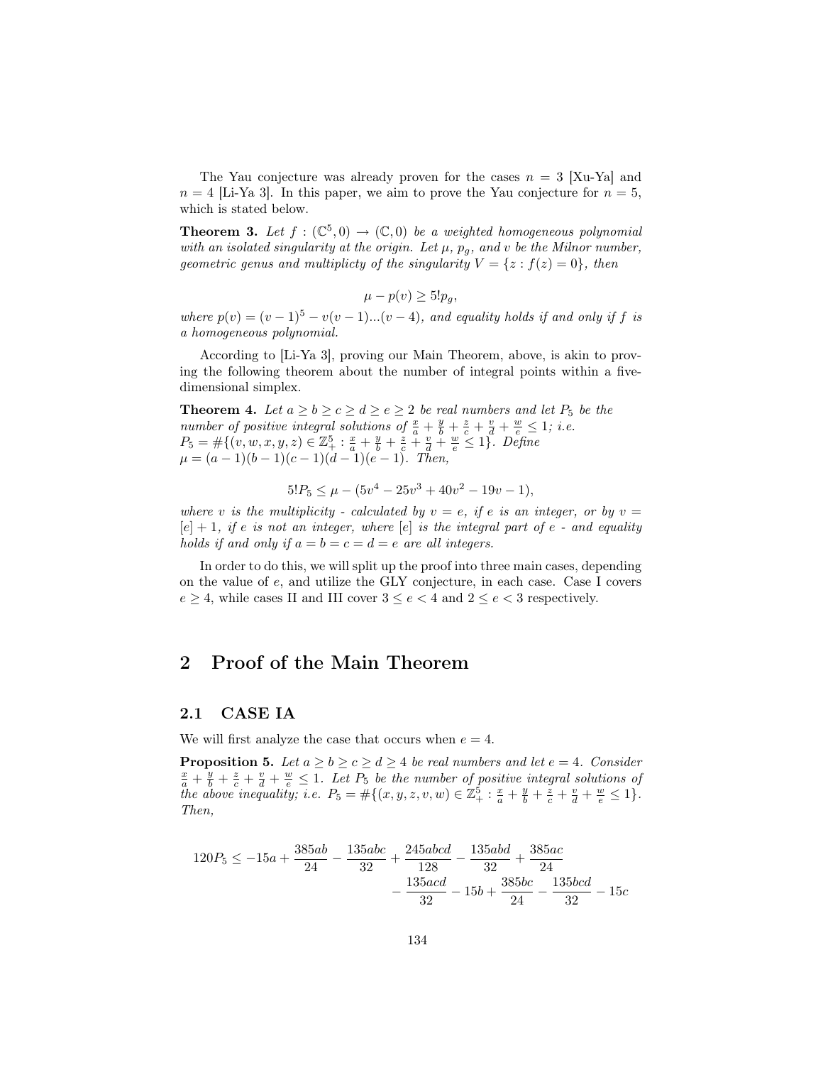The Yau conjecture was already proven for the cases $n = 3$ [Xu-Ya] and $n = 4$ [Li-Ya 3]. In this paper, we aim to prove the Yau conjecture for $n = 5$, which is stated below.

**Theorem 3.** *Let $f : (\mathbb{C}^5, 0) \to (\mathbb{C}, 0)$ be a weighted homogeneous polynomial with an isolated singularity at the origin. Let $\mu$, $p_g$, and $v$ be the Milnor number, geometric genus and multiplicty of the singularity $V = \{z : f(z) = 0\}$, then*

$$\mu - p(v) \geq 5! p_g,$$

*where $p(v) = (v-1)^5 - v(v-1)...(v-4)$, and equality holds if and only if $f$ is a homogeneous polynomial.*

According to [Li-Ya 3], proving our Main Theorem, above, is akin to proving the following theorem about the number of integral points within a five-dimensional simplex.

**Theorem 4.** *Let $a \geq b \geq c \geq d \geq e \geq 2$ be real numbers and let $P_5$ be the number of positive integral solutions of $\frac{x}{a} + \frac{y}{b} + \frac{z}{c} + \frac{v}{d} + \frac{w}{e} \leq 1$; i.e. $P_5 = \#\{(v, w, x, y, z) \in \mathbb{Z}^5_+ : \frac{x}{a} + \frac{y}{b} + \frac{z}{c} + \frac{v}{d} + \frac{w}{e} \leq 1\}$. Define $\mu = (a-1)(b-1)(c-1)(d-1)(e-1)$. Then,*

$$5! P_5 \leq \mu - (5v^4 - 25v^3 + 40v^2 - 19v - 1),$$

*where $v$ is the multiplicity - calculated by $v = e$, if $e$ is an integer, or by $v = [e] + 1$, if $e$ is not an integer, where $[e]$ is the integral part of $e$ - and equality holds if and only if $a = b = c = d = e$ are all integers.*

In order to do this, we will split up the proof into three main cases, depending on the value of $e$, and utilize the GLY conjecture, in each case. Case I covers $e \geq 4$, while cases II and III cover $3 \leq e < 4$ and $2 \leq e < 3$ respectively.

## 2 Proof of the Main Theorem

### 2.1 CASE IA

We will first analyze the case that occurs when $e = 4$.

**Proposition 5.** *Let $a \geq b \geq c \geq d \geq 4$ be real numbers and let $e = 4$. Consider $\frac{x}{a} + \frac{y}{b} + \frac{z}{c} + \frac{v}{d} + \frac{w}{e} \leq 1$. Let $P_5$ be the number of positive integral solutions of the above inequality; i.e. $P_5 = \#\{(x, y, z, v, w) \in \mathbb{Z}^5_+ : \frac{x}{a} + \frac{y}{b} + \frac{z}{c} + \frac{v}{d} + \frac{w}{e} \leq 1\}$. Then,*

$$120P_5 \leq -15a + \frac{385ab}{24} - \frac{135abc}{32} + \frac{245abcd}{128} - \frac{135abd}{32} + \frac{385ac}{24} - \frac{135acd}{32} - 15b + \frac{385bc}{24} - \frac{135bcd}{32} - 15c$$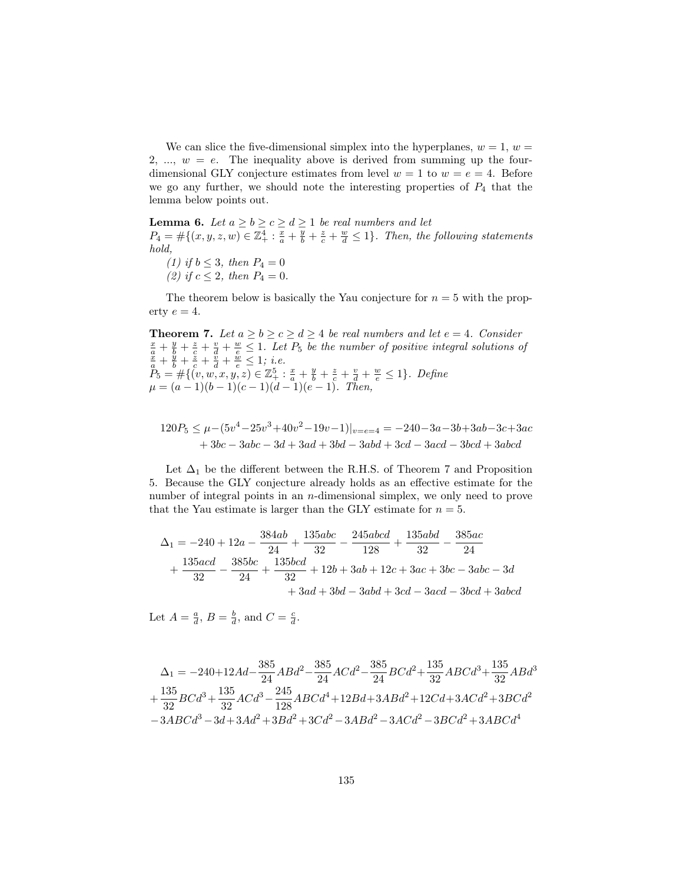We can slice the five-dimensional simplex into the hyperplanes, $w = 1$, $w = 2$, ..., $w = e$. The inequality above is derived from summing up the four-dimensional GLY conjecture estimates from level $w = 1$ to $w = e = 4$. Before we go any further, we should note the interesting properties of $P_4$ that the lemma below points out.

**Lemma 6.** *Let $a \geq b \geq c \geq d \geq 1$ be real numbers and let $P_4 = \#\{(x, y, z, w) \in \mathbb{Z}_+^4 : \frac{x}{a} + \frac{y}{b} + \frac{z}{c} + \frac{w}{d} \leq 1\}$. Then, the following statements hold,*
*(1) if $b \leq 3$, then $P_4 = 0$*
*(2) if $c \leq 2$, then $P_4 = 0$.*

The theorem below is basically the Yau conjecture for $n = 5$ with the property $e = 4$.

**Theorem 7.** *Let $a \geq b \geq c \geq d \geq 4$ be real numbers and let $e = 4$. Consider $\frac{x}{a} + \frac{y}{b} + \frac{z}{c} + \frac{v}{d} + \frac{w}{e} \leq 1$. Let $P_5$ be the number of positive integral solutions of $\frac{x}{a} + \frac{y}{b} + \frac{z}{c} + \frac{v}{d} + \frac{w}{e} \leq 1$; i.e. $P_5 = \#\{(v, w, x, y, z) \in \mathbb{Z}_+^5 : \frac{x}{a} + \frac{y}{b} + \frac{z}{c} + \frac{v}{d} + \frac{w}{e} \leq 1\}$. Define $\mu = (a-1)(b-1)(c-1)(d-1)(e-1)$. Then,*

$$120P_5 \leq \mu - (5v^4 - 25v^3 + 40v^2 - 19v - 1)|_{v=e=4} = -240 - 3a - 3b + 3ab - 3c + 3ac + 3bc - 3abc - 3d + 3ad + 3bd - 3abd + 3cd - 3acd - 3bcd + 3abcd$$

Let $\Delta_1$ be the different between the R.H.S. of Theorem 7 and Proposition 5. Because the GLY conjecture already holds as an effective estimate for the number of integral points in an $n$-dimensional simplex, we only need to prove that the Yau estimate is larger than the GLY estimate for $n = 5$.

$$\Delta_1 = -240 + 12a - \frac{384ab}{24} + \frac{135abc}{32} - \frac{245abcd}{128} + \frac{135abd}{32} - \frac{385ac}{24} + \frac{135acd}{32} - \frac{385bc}{24} + \frac{135bcd}{32} + 12b + 3ab + 12c + 3ac + 3bc - 3abc - 3d + 3ad + 3bd - 3abd + 3cd - 3acd - 3bcd + 3abcd$$

Let $A = \frac{a}{d}$, $B = \frac{b}{d}$, and $C = \frac{c}{d}$.

$$\Delta_1 = -240 + 12Ad - \frac{385}{24}ABd^2 - \frac{385}{24}ACd^2 - \frac{385}{24}BCd^2 + \frac{135}{32}ABCd^3 + \frac{135}{32}ABd^3 + \frac{135}{32}BCd^3 + \frac{135}{32}ACd^3 - \frac{245}{128}ABCd^4 + 12Bd + 3ABd^2 + 12Cd + 3ACd^2 + 3BCd^2 - 3ABCd^3 - 3d + 3Ad^2 + 3Bd^2 + 3Cd^2 - 3ABd^2 - 3ACd^2 - 3BCd^2 + 3ABCd^4$$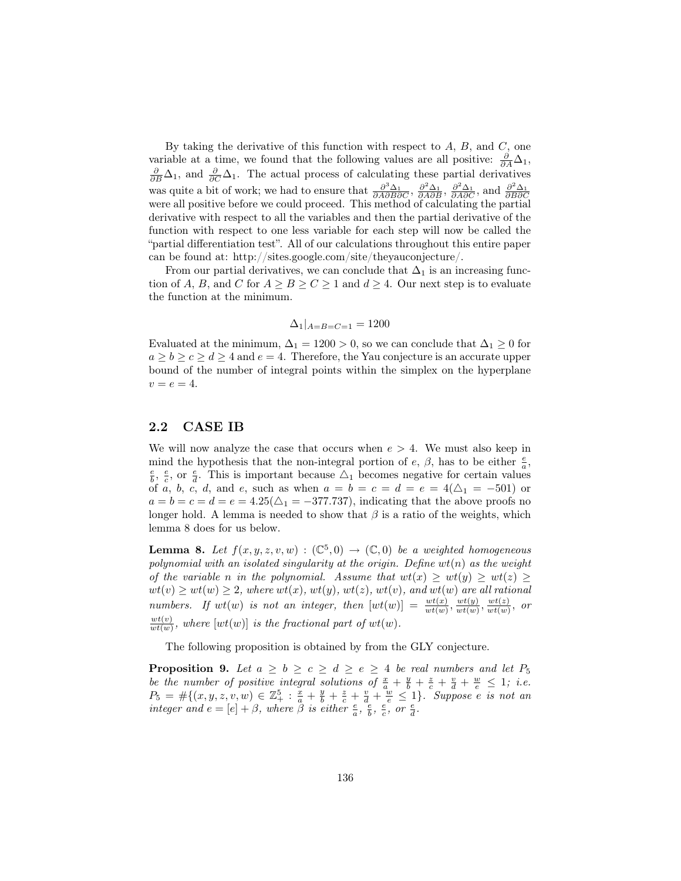By taking the derivative of this function with respect to $A$, $B$, and $C$, one variable at a time, we found that the following values are all positive: $\frac{\partial}{\partial A}\Delta_1$, $\frac{\partial}{\partial B}\Delta_1$, and $\frac{\partial}{\partial C}\Delta_1$. The actual process of calculating these partial derivatives was quite a bit of work; we had to ensure that $\frac{\partial^3 \Delta_1}{\partial A \partial B \partial C}$, $\frac{\partial^2 \Delta_1}{\partial A \partial B}$, $\frac{\partial^2 \Delta_1}{\partial A \partial C}$, and $\frac{\partial^2 \Delta_1}{\partial B \partial C}$ were all positive before we could proceed. This method of calculating the partial derivative with respect to all the variables and then the partial derivative of the function with respect to one less variable for each step will now be called the "partial differentiation test". All of our calculations throughout this entire paper can be found at: http://sites.google.com/site/theyauconjecture/.

From our partial derivatives, we can conclude that $\Delta_1$ is an increasing function of $A$, $B$, and $C$ for $A \geq B \geq C \geq 1$ and $d \geq 4$. Our next step is to evaluate the function at the minimum.

$$\Delta_1|_{A=B=C=1} = 1200$$

Evaluated at the minimum, $\Delta_1 = 1200 > 0$, so we can conclude that $\Delta_1 \geq 0$ for $a \geq b \geq c \geq d \geq 4$ and $e = 4$. Therefore, the Yau conjecture is an accurate upper bound of the number of integral points within the simplex on the hyperplane $v = e = 4$.

## 2.2 CASE IB

We will now analyze the case that occurs when $e > 4$. We must also keep in mind the hypothesis that the non-integral portion of $e$, $\beta$, has to be either $\frac{e}{a}$, $\frac{e}{b}$, $\frac{e}{c}$, or $\frac{e}{d}$. This is important because $\triangle_1$ becomes negative for certain values of $a$, $b$, $c$, $d$, and $e$, such as when $a = b = c = d = e = 4(\triangle_1 = -501)$ or $a = b = c = d = e = 4.25(\triangle_1 = -377.737)$, indicating that the above proofs no longer hold. A lemma is needed to show that $\beta$ is a ratio of the weights, which lemma 8 does for us below.

**Lemma 8.** *Let $f(x, y, z, v, w) : (\mathbb{C}^5, 0) \to (\mathbb{C}, 0)$ be a weighted homogeneous polynomial with an isolated singularity at the origin. Define $wt(n)$ as the weight of the variable $n$ in the polynomial. Assume that $wt(x) \geq wt(y) \geq wt(z) \geq wt(v) \geq wt(w) \geq 2$, where $wt(x)$, $wt(y)$, $wt(z)$, $wt(v)$, and $wt(w)$ are all rational numbers. If $wt(w)$ is not an integer, then $[wt(w)] = \frac{wt(x)}{wt(w)}, \frac{wt(y)}{wt(w)}, \frac{wt(z)}{wt(w)}$, or $\frac{wt(v)}{wt(w)}$, where $[wt(w)]$ is the fractional part of $wt(w)$.*

The following proposition is obtained by from the GLY conjecture.

**Proposition 9.** *Let $a \geq b \geq c \geq d \geq e \geq 4$ be real numbers and let $P_5$ be the number of positive integral solutions of $\frac{x}{a} + \frac{y}{b} + \frac{z}{c} + \frac{v}{d} + \frac{w}{e} \leq 1$; i.e. $P_5 = \#\{(x, y, z, v, w) \in \mathbb{Z}^5_+ : \frac{x}{a} + \frac{y}{b} + \frac{z}{c} + \frac{v}{d} + \frac{w}{e} \leq 1\}$. Suppose $e$ is not an integer and $e = [e] + \beta$, where $\beta$ is either $\frac{e}{a}$, $\frac{e}{b}$, $\frac{e}{c}$, or $\frac{e}{d}$.*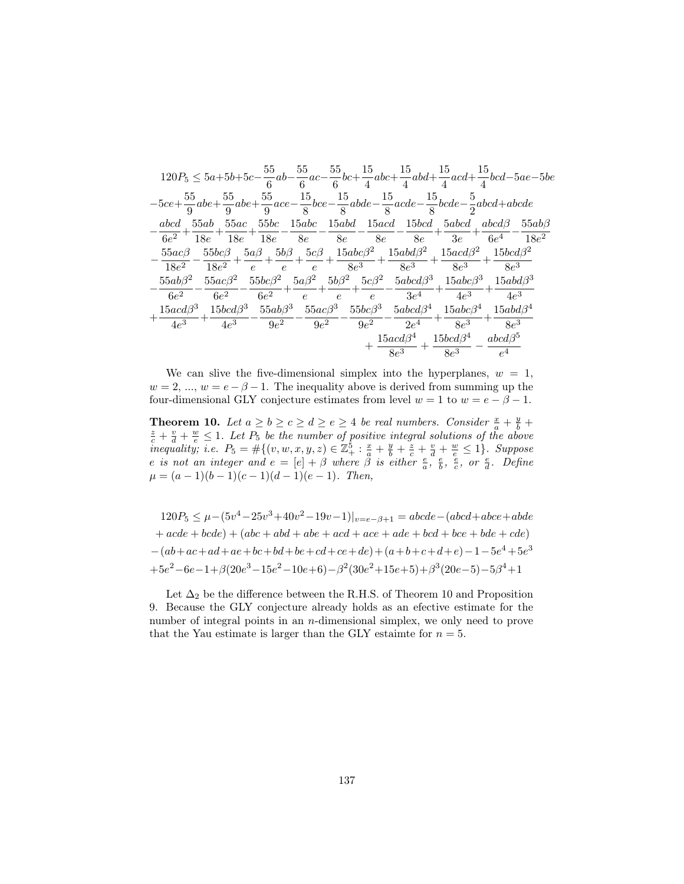$$
\begin{aligned}
120P_5 \le\ & 5a+5b+5c-\frac{55}{6}ab-\frac{55}{6}ac-\frac{55}{6}bc+\frac{15}{4}abc+\frac{15}{4}abd+\frac{15}{4}acd+\frac{15}{4}bcd-5ae-5be\\
&-5ce+\frac{55}{9}abe+\frac{55}{9}abe+\frac{55}{9}ace-\frac{15}{8}bce-\frac{15}{8}abde-\frac{15}{8}acde-\frac{15}{8}bcde-\frac{5}{2}abcd+abcde\\
&-\frac{abcd}{6e^2}+\frac{55ab}{18e}+\frac{55ac}{18e}+\frac{55bc}{18e}-\frac{15abc}{8e}-\frac{15abd}{8e}-\frac{15acd}{8e}-\frac{15bcd}{8e}+\frac{5abcd}{3e}+\frac{abcd\beta}{6e^4}-\frac{55ab\beta}{18e^2}\\
&-\frac{55ac\beta}{18e^2}-\frac{55bc\beta}{18e^2}+\frac{5a\beta}{e}+\frac{5b\beta}{e}+\frac{5c\beta}{e}+\frac{15abc\beta^2}{8e^3}+\frac{15abd\beta^2}{8e^3}+\frac{15acd\beta^2}{8e^3}+\frac{15bcd\beta^2}{8e^3}\\
&-\frac{55ab\beta^2}{6e^2}-\frac{55ac\beta^2}{6e^2}-\frac{55bc\beta^2}{6e^2}+\frac{5a\beta^2}{e}+\frac{5b\beta^2}{e}+\frac{5c\beta^2}{e}-\frac{5abcd\beta^3}{3e^4}+\frac{15abc\beta^3}{4e^3}+\frac{15abd\beta^3}{4e^3}\\
&+\frac{15acd\beta^3}{4e^3}+\frac{15bcd\beta^3}{4e^3}-\frac{55ab\beta^3}{9e^2}-\frac{55ac\beta^3}{9e^2}-\frac{55bc\beta^3}{9e^2}-\frac{5abcd\beta^4}{2e^4}+\frac{15abc\beta^4}{8e^3}+\frac{15abd\beta^4}{8e^3}\\
&+\frac{15acd\beta^4}{8e^3}+\frac{15bcd\beta^4}{8e^3}-\frac{abcd\beta^5}{e^4}
\end{aligned}
$$

We can slive the five-dimensional simplex into the hyperplanes, $w = 1$, $w = 2$, ..., $w = e - \beta - 1$. The inequality above is derived from summing up the four-dimensional GLY conjecture estimates from level $w = 1$ to $w = e - \beta - 1$.

**Theorem 10.** *Let $a \ge b \ge c \ge d \ge e \ge 4$ be real numbers. Consider $\frac{x}{a} + \frac{y}{b} + \frac{z}{c} + \frac{v}{d} + \frac{w}{e} \le 1$. Let $P_5$ be the number of positive integral solutions of the above inequality; i.e. $P_5 = \#\{(v, w, x, y, z) \in \mathbb{Z}_+^5 : \frac{x}{a} + \frac{y}{b} + \frac{z}{c} + \frac{v}{d} + \frac{w}{e} \le 1\}$. Suppose $e$ is not an integer and $e = [e] + \beta$ where $\beta$ is either $\frac{e}{a}$, $\frac{e}{b}$, $\frac{e}{c}$, or $\frac{e}{d}$. Define $\mu = (a-1)(b-1)(c-1)(d-1)(e-1)$. Then,*

$$
\begin{aligned}
120P_5 \le\ & \mu-(5v^4-25v^3+40v^2-19v-1)|_{v=e-\beta+1} = abcde-(abcd+abce+abde\\
&+acde+bcde)+(abc+abd+abe+acd+ace+ade+bcd+bce+bde+cde)\\
&-(ab+ac+ad+ae+bc+bd+be+cd+ce+de)+(a+b+c+d+e)-1-5e^4+5e^3\\
&+5e^2-6e-1+\beta(20e^3-15e^2-10e+6)-\beta^2(30e^2+15e+5)+\beta^3(20e-5)-5\beta^4+1
\end{aligned}
$$

Let $\Delta_2$ be the difference between the R.H.S. of Theorem 10 and Proposition 9. Because the GLY conjecture already holds as an efective estimate for the number of integral points in an $n$-dimensional simplex, we only need to prove that the Yau estimate is larger than the GLY estaimte for $n = 5$.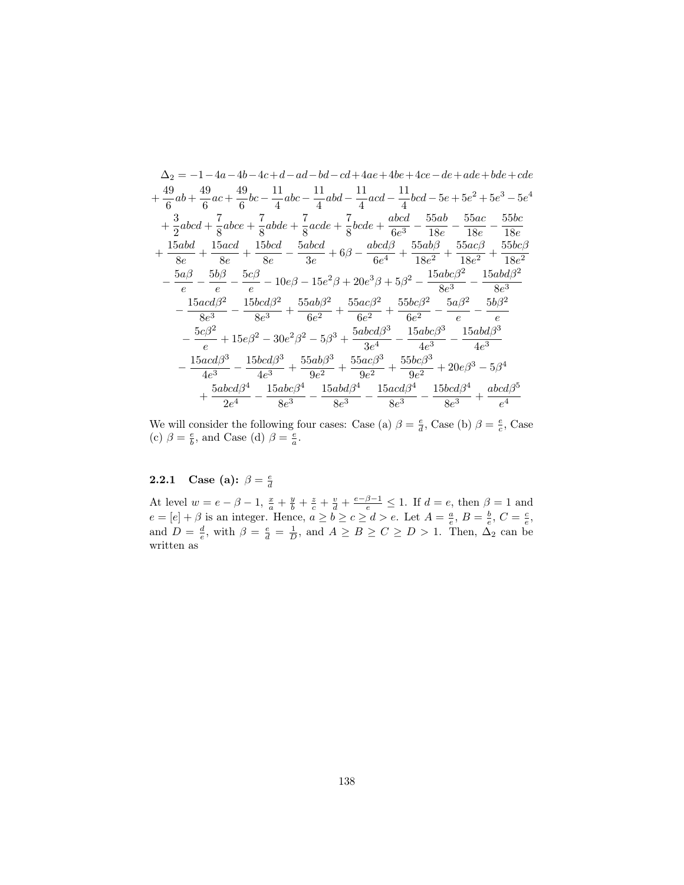$$
\begin{aligned}
\Delta_2 &= -1-4a-4b-4c+d-ad-bd-cd+4ae+4be+4ce-de+ade+bde+cde \\
&+\frac{49}{6}ab+\frac{49}{6}ac+\frac{49}{6}bc-\frac{11}{4}abc-\frac{11}{4}abd-\frac{11}{4}acd-\frac{11}{4}bcd-5e+5e^2+5e^3-5e^4 \\
&+\frac{3}{2}abcd+\frac{7}{8}abce+\frac{7}{8}abde+\frac{7}{8}acde+\frac{7}{8}bcde+\frac{abcd}{6e^3}-\frac{55ab}{18e}-\frac{55ac}{18e}-\frac{55bc}{18e} \\
&+\frac{15abd}{8e}+\frac{15acd}{8e}+\frac{15bcd}{8e}-\frac{5abcd}{3e}+6\beta-\frac{abcd\beta}{6e^4}+\frac{55ab\beta}{18e^2}+\frac{55ac\beta}{18e^2}+\frac{55bc\beta}{18e^2} \\
&-\frac{5a\beta}{e}-\frac{5b\beta}{e}-\frac{5c\beta}{e}-10e\beta-15e^2\beta+20e^3\beta+5\beta^2-\frac{15abc\beta^2}{8e^3}-\frac{15abd\beta^2}{8e^3} \\
&-\frac{15acd\beta^2}{8e^3}-\frac{15bcd\beta^2}{8e^3}+\frac{55ab\beta^2}{6e^2}+\frac{55ac\beta^2}{6e^2}+\frac{55bc\beta^2}{6e^2}-\frac{5a\beta^2}{e}-\frac{5b\beta^2}{e} \\
&-\frac{5c\beta^2}{e}+15e\beta^2-30e^2\beta^2-5\beta^3+\frac{5abcd\beta^3}{3e^4}-\frac{15abc\beta^3}{4e^3}-\frac{15abd\beta^3}{4e^3} \\
&-\frac{15acd\beta^3}{4e^3}-\frac{15bcd\beta^3}{4e^3}+\frac{55ab\beta^3}{9e^2}+\frac{55ac\beta^3}{9e^2}+\frac{55bc\beta^3}{9e^2}+20e\beta^3-5\beta^4 \\
&+\frac{5abcd\beta^4}{2e^4}-\frac{15abc\beta^4}{8e^3}-\frac{15abd\beta^4}{8e^3}-\frac{15acd\beta^4}{8e^3}-\frac{15bcd\beta^4}{8e^3}+\frac{abcd\beta^5}{e^4}
\end{aligned}
$$

We will consider the following four cases: Case (a) $\beta = \frac{e}{d}$, Case (b) $\beta = \frac{e}{c}$, Case (c) $\beta = \frac{e}{b}$, and Case (d) $\beta = \frac{e}{a}$.

### 2.2.1 Case (a): $\beta = \frac{e}{d}$

At level $w = e - \beta - 1$, $\frac{x}{a} + \frac{y}{b} + \frac{z}{c} + \frac{v}{d} + \frac{e-\beta-1}{e} \leq 1$. If $d = e$, then $\beta = 1$ and $e = [e] + \beta$ is an integer. Hence, $a \geq b \geq c \geq d > e$. Let $A = \frac{a}{e}$, $B = \frac{b}{e}$, $C = \frac{c}{e}$, and $D = \frac{d}{e}$, with $\beta = \frac{e}{d} = \frac{1}{D}$, and $A \geq B \geq C \geq D > 1$. Then, $\Delta_2$ can be written as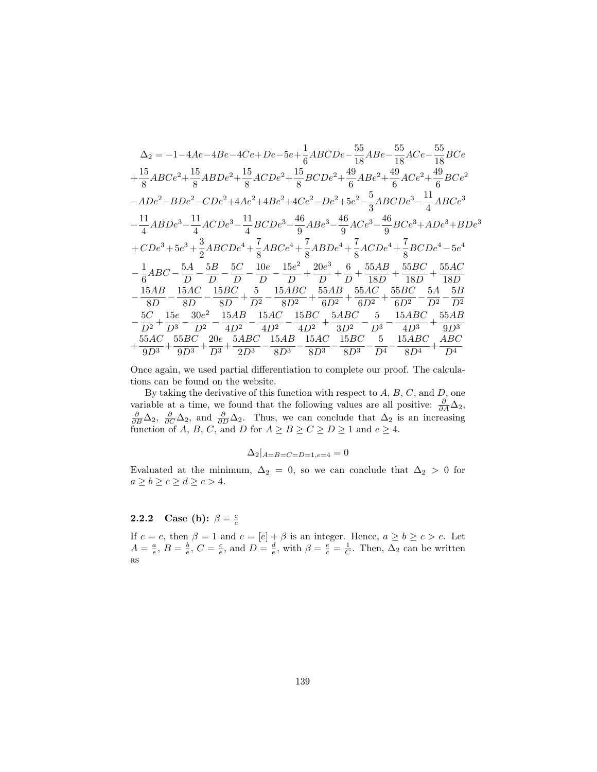$$
\begin{aligned}
\Delta_2 = &-1-4Ae-4Be-4Ce+De-5e+\frac{1}{6}ABCDe-\frac{55}{18}ABe-\frac{55}{18}ACe-\frac{55}{18}BCe \\
&+\frac{15}{8}ABCe^2+\frac{15}{8}ABDe^2+\frac{15}{8}ACDe^2+\frac{15}{8}BCDe^2+\frac{49}{6}ABe^2+\frac{49}{6}ACe^2+\frac{49}{6}BCe^2 \\
&-ADe^2-BDe^2-CDe^2+4Ae^2+4Be^2+4Ce^2-De^2+5e^2-\frac{5}{3}ABCDe^3-\frac{11}{4}ABCe^3 \\
&-\frac{11}{4}ABDe^3-\frac{11}{4}ACDe^3-\frac{11}{4}BCDe^3-\frac{46}{9}ABe^3-\frac{46}{9}ACe^3-\frac{46}{9}BCe^3+ADe^3+BDe^3 \\
&+CDe^3+5e^3+\frac{3}{2}ABCDe^4+\frac{7}{8}ABCe^4+\frac{7}{8}ABDe^4+\frac{7}{8}ACDe^4+\frac{7}{8}BCDe^4-5e^4 \\
&-\frac{1}{6}ABC-\frac{5A}{D}-\frac{5B}{D}-\frac{5C}{D}-\frac{10e}{D}-\frac{15e^2}{D}+\frac{20e^3}{D}+\frac{6}{D}+\frac{55AB}{18D}+\frac{55BC}{18D}+\frac{55AC}{18D} \\
&-\frac{15AB}{8D}-\frac{15AC}{8D}-\frac{15BC}{8D}+\frac{5}{D^2}-\frac{15ABC}{8D^2}+\frac{55AB}{6D^2}+\frac{55AC}{6D^2}+\frac{55BC}{6D^2}-\frac{5A}{D^2}-\frac{5B}{D^2} \\
&-\frac{5C}{D^2}+\frac{15e}{D^3}-\frac{30e^2}{D^2}-\frac{15AB}{4D^2}-\frac{15AC}{4D^2}-\frac{15BC}{4D^2}+\frac{5ABC}{3D^2}-\frac{5}{D^3}-\frac{15ABC}{4D^3}+\frac{55AB}{9D^3} \\
&+\frac{55AC}{9D^3}+\frac{55BC}{9D^3}+\frac{20e}{D^3}+\frac{5ABC}{2D^3}-\frac{15AB}{8D^3}-\frac{15AC}{8D^3}-\frac{15BC}{8D^3}-\frac{5}{D^4}-\frac{15ABC}{8D^4}+\frac{ABC}{D^4}
\end{aligned}
$$

Once again, we used partial differentiation to complete our proof. The calculations can be found on the website.

By taking the derivative of this function with respect to $A$, $B$, $C$, and $D$, one variable at a time, we found that the following values are all positive: $\frac{\partial}{\partial A}\Delta_2$, $\frac{\partial}{\partial B}\Delta_2$, $\frac{\partial}{\partial C}\Delta_2$, and $\frac{\partial}{\partial D}\Delta_2$. Thus, we can conclude that $\Delta_2$ is an increasing function of $A$, $B$, $C$, and $D$ for $A \geq B \geq C \geq D \geq 1$ and $e \geq 4$.

$$\Delta_2|_{A=B=C=D=1,e=4} = 0$$

Evaluated at the minimum, $\Delta_2 = 0$, so we can conclude that $\Delta_2 > 0$ for $a \geq b \geq c \geq d \geq e > 4$.

### 2.2.2 Case (b): $\beta = \frac{e}{c}$

If $c = e$, then $\beta = 1$ and $e = [e] + \beta$ is an integer. Hence, $a \geq b \geq c > e$. Let $A = \frac{a}{e}$, $B = \frac{b}{e}$, $C = \frac{c}{e}$, and $D = \frac{d}{e}$, with $\beta = \frac{e}{c} = \frac{1}{C}$. Then, $\Delta_2$ can be written as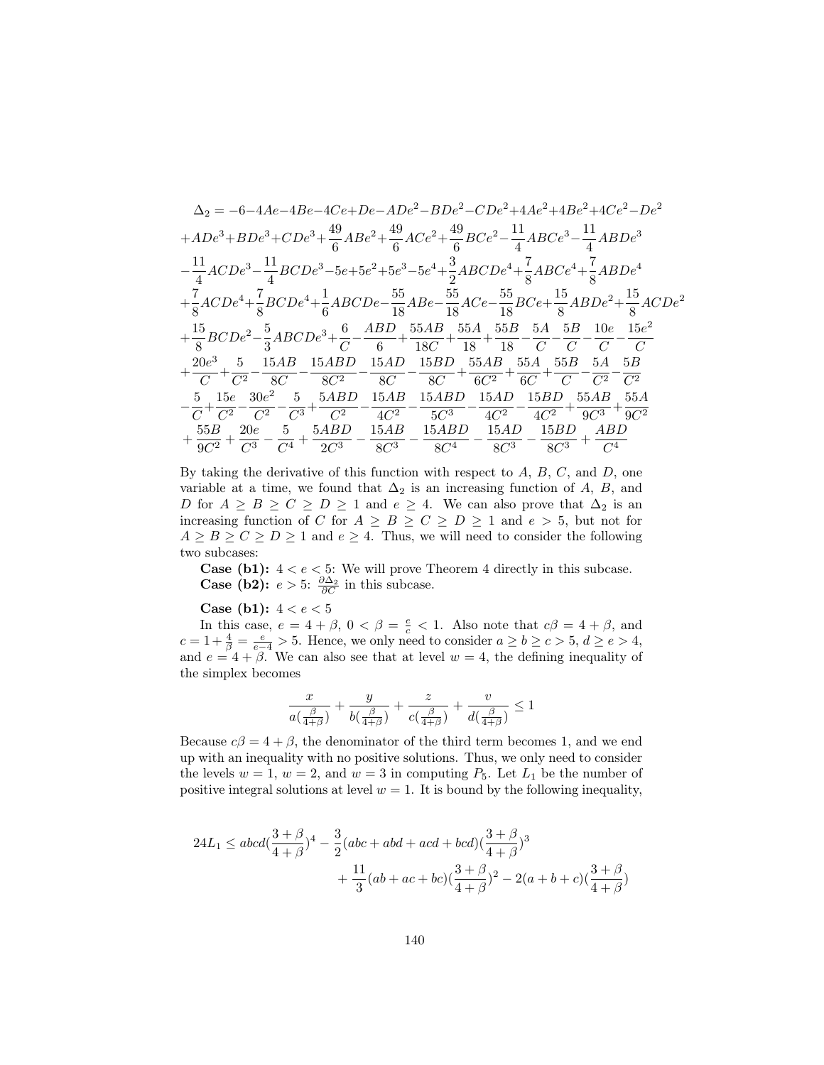$$
\begin{aligned}
\Delta_2 = &-6-4Ae-4Be-4Ce+De-ADe^2-BDe^2-CDe^2+4Ae^2+4Be^2+4Ce^2-De^2\\
&+ADe^3+BDe^3+CDe^3+\frac{49}{6}ABe^2+\frac{49}{6}ACe^2+\frac{49}{6}BCe^2-\frac{11}{4}ABCe^3-\frac{11}{4}ABDe^3\\
&-\frac{11}{4}ACDe^3-\frac{11}{4}BCDe^3-5e+5e^2+5e^3-5e^4+\frac{3}{2}ABCDe^4+\frac{7}{8}ABCe^4+\frac{7}{8}ABDe^4\\
&+\frac{7}{8}ACDe^4+\frac{7}{8}BCDe^4+\frac{1}{6}ABCDe-\frac{55}{18}ABe-\frac{55}{18}ACe-\frac{55}{18}BCe+\frac{15}{8}ABDe^2+\frac{15}{8}ACDe^2\\
&+\frac{15}{8}BCDe^2-\frac{5}{3}ABCDe^3+\frac{6}{C}-\frac{ABD}{6}+\frac{55AB}{18C}+\frac{55A}{18}+\frac{55B}{18}-\frac{5A}{C}-\frac{5B}{C}-\frac{10e}{C}-\frac{15e^2}{C}\\
&+\frac{20e^3}{C}+\frac{5}{C^2}-\frac{15AB}{8C}-\frac{15ABD}{8C^2}-\frac{15AD}{8C}-\frac{15BD}{8C}+\frac{55AB}{6C^2}+\frac{55A}{6C}+\frac{55B}{C}-\frac{5A}{C^2}-\frac{5B}{C^2}\\
&-\frac{5}{C}+\frac{15e}{C^2}-\frac{30e^2}{C^2}-\frac{5}{C^3}+\frac{5ABD}{C^2}-\frac{15AB}{4C^2}-\frac{15ABD}{5C^3}-\frac{15AD}{4C^2}-\frac{15BD}{4C^2}+\frac{55AB}{9C^3}+\frac{55A}{9C^2}\\
&+\frac{55B}{9C^2}+\frac{20e}{C^3}-\frac{5}{C^4}+\frac{5ABD}{2C^3}-\frac{15AB}{8C^3}-\frac{15ABD}{8C^4}-\frac{15AD}{8C^3}-\frac{15BD}{8C^3}+\frac{ABD}{C^4}
\end{aligned}
$$

By taking the derivative of this function with respect to $A$, $B$, $C$, and $D$, one variable at a time, we found that $\Delta_2$ is an increasing function of $A$, $B$, and $D$ for $A \geq B \geq C \geq D \geq 1$ and $e \geq 4$. We can also prove that $\Delta_2$ is an increasing function of $C$ for $A \geq B \geq C \geq D \geq 1$ and $e > 5$, but not for $A \geq B \geq C \geq D \geq 1$ and $e \geq 4$. Thus, we will need to consider the following two subcases:

**Case (b1):** $4 < e < 5$: We will prove Theorem 4 directly in this subcase.

**Case (b2):** $e > 5$: $\frac{\partial \Delta_2}{\partial C}$ in this subcase.

**Case (b1):** $4 < e < 5$

In this case, $e = 4 + \beta$, $0 < \beta = \frac{e}{c} < 1$. Also note that $c\beta = 4 + \beta$, and $c = 1 + \frac{4}{\beta} = \frac{e}{e-4} > 5$. Hence, we only need to consider $a \geq b \geq c > 5$, $d \geq e > 4$, and $e = 4 + \beta$. We can also see that at level $w = 4$, the defining inequality of the simplex becomes

$$
\frac{x}{a(\frac{\beta}{4+\beta})} + \frac{y}{b(\frac{\beta}{4+\beta})} + \frac{z}{c(\frac{\beta}{4+\beta})} + \frac{v}{d(\frac{\beta}{4+\beta})} \leq 1
$$

Because $c\beta = 4 + \beta$, the denominator of the third term becomes 1, and we end up with an inequality with no positive solutions. Thus, we only need to consider the levels $w = 1$, $w = 2$, and $w = 3$ in computing $P_5$. Let $L_1$ be the number of positive integral solutions at level $w = 1$. It is bound by the following inequality,

$$
\begin{aligned}
24L_1 \leq abcd(\frac{3+\beta}{4+\beta})^4 &- \frac{3}{2}(abc + abd + acd + bcd)(\frac{3+\beta}{4+\beta})^3\\
&+ \frac{11}{3}(ab + ac + bc)(\frac{3+\beta}{4+\beta})^2 - 2(a + b + c)(\frac{3+\beta}{4+\beta})
\end{aligned}
$$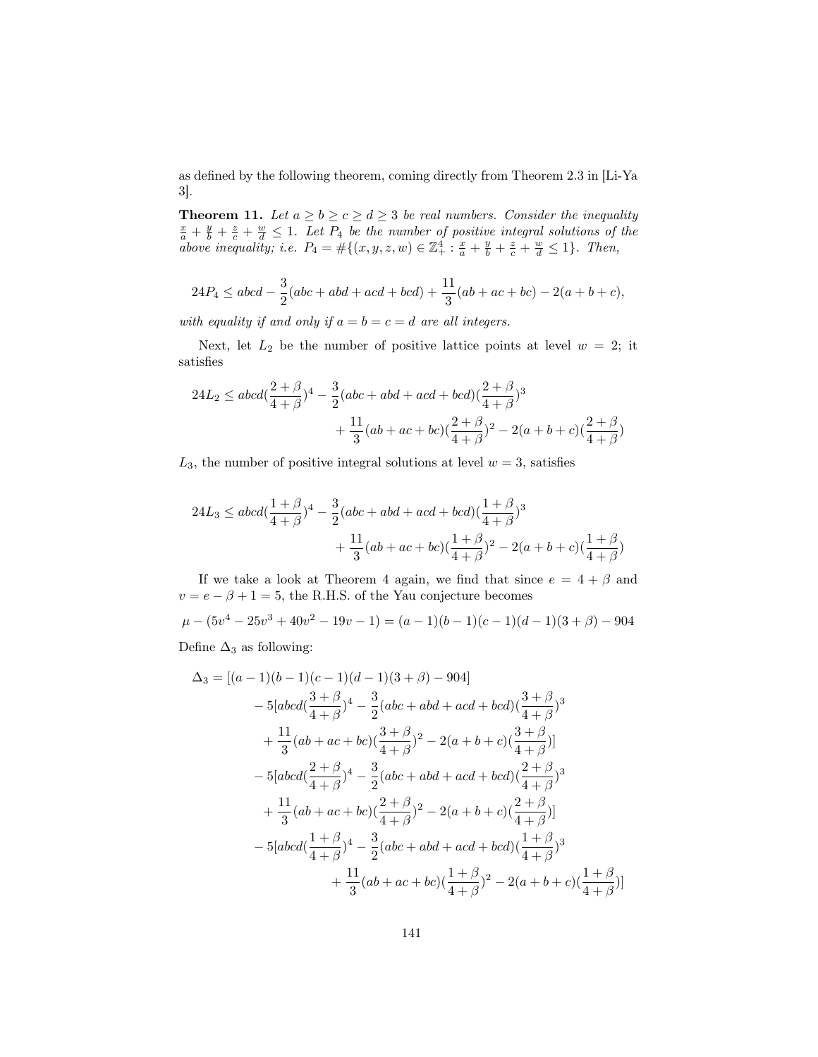as defined by the following theorem, coming directly from Theorem 2.3 in [Li-Ya 3].

**Theorem 11.** *Let $a \geq b \geq c \geq d \geq 3$ be real numbers. Consider the inequality $\frac{x}{a} + \frac{y}{b} + \frac{z}{c} + \frac{w}{d} \leq 1$. Let $P_4$ be the number of positive integral solutions of the above inequality; i.e. $P_4 = \#\{(x, y, z, w) \in \mathbb{Z}_+^4 : \frac{x}{a} + \frac{y}{b} + \frac{z}{c} + \frac{w}{d} \leq 1\}$. Then,*

$$24P_4 \leq abcd - \frac{3}{2}(abc + abd + acd + bcd) + \frac{11}{3}(ab + ac + bc) - 2(a + b + c),$$

*with equality if and only if $a = b = c = d$ are all integers.*

Next, let $L_2$ be the number of positive lattice points at level $w = 2$; it satisfies

$$24L_2 \leq abcd(\frac{2+\beta}{4+\beta})^4 - \frac{3}{2}(abc + abd + acd + bcd)(\frac{2+\beta}{4+\beta})^3 + \frac{11}{3}(ab + ac + bc)(\frac{2+\beta}{4+\beta})^2 - 2(a + b + c)(\frac{2+\beta}{4+\beta})$$

$L_3$, the number of positive integral solutions at level $w = 3$, satisfies

$$24L_3 \leq abcd(\frac{1+\beta}{4+\beta})^4 - \frac{3}{2}(abc + abd + acd + bcd)(\frac{1+\beta}{4+\beta})^3 + \frac{11}{3}(ab + ac + bc)(\frac{1+\beta}{4+\beta})^2 - 2(a + b + c)(\frac{1+\beta}{4+\beta})$$

If we take a look at Theorem 4 again, we find that since $e = 4 + \beta$ and $v = e - \beta + 1 = 5$, the R.H.S. of the Yau conjecture becomes

$$\mu - (5v^4 - 25v^3 + 40v^2 - 19v - 1) = (a - 1)(b - 1)(c - 1)(d - 1)(3 + \beta) - 904$$

Define $\Delta_3$ as following:

$$\begin{aligned}
\Delta_3 = {} & [(a - 1)(b - 1)(c - 1)(d - 1)(3 + \beta) - 904] \\
& - 5[abcd(\frac{3+\beta}{4+\beta})^4 - \frac{3}{2}(abc + abd + acd + bcd)(\frac{3+\beta}{4+\beta})^3 \\
& + \frac{11}{3}(ab + ac + bc)(\frac{3+\beta}{4+\beta})^2 - 2(a + b + c)(\frac{3+\beta}{4+\beta})] \\
& - 5[abcd(\frac{2+\beta}{4+\beta})^4 - \frac{3}{2}(abc + abd + acd + bcd)(\frac{2+\beta}{4+\beta})^3 \\
& + \frac{11}{3}(ab + ac + bc)(\frac{2+\beta}{4+\beta})^2 - 2(a + b + c)(\frac{2+\beta}{4+\beta})] \\
& - 5[abcd(\frac{1+\beta}{4+\beta})^4 - \frac{3}{2}(abc + abd + acd + bcd)(\frac{1+\beta}{4+\beta})^3 \\
& + \frac{11}{3}(ab + ac + bc)(\frac{1+\beta}{4+\beta})^2 - 2(a + b + c)(\frac{1+\beta}{4+\beta})]
\end{aligned}$$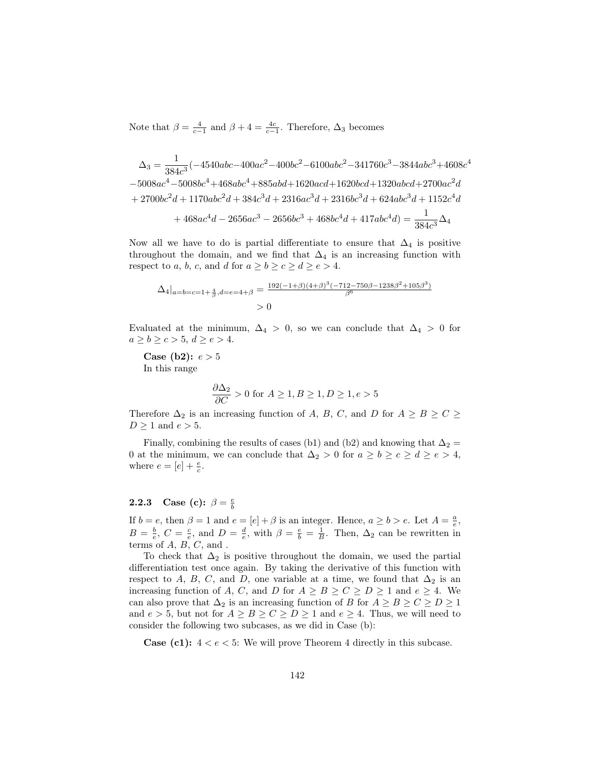Note that $\beta = \frac{4}{c-1}$ and $\beta + 4 = \frac{4c}{c-1}$. Therefore, $\Delta_3$ becomes

$$
\begin{aligned}
\Delta_3 = \frac{1}{384c^3}(&-4540abc - 400ac^2 - 400bc^2 - 6100abc^2 - 341760c^3 - 3844abc^3 + 4608c^4 \\
&-5008ac^4 - 5008bc^4 + 468abc^4 + 885abd + 1620acd + 1620bcd + 1320abcd + 2700ac^2d \\
&+ 2700bc^2d + 1170abc^2d + 384c^3d + 2316ac^3d + 2316bc^3d + 624abc^3d + 1152c^4d \\
&+ 468ac^4d - 2656ac^3 - 2656bc^3 + 468bc^4d + 417abc^4d) = \frac{1}{384c^3}\Delta_4
\end{aligned}
$$

Now all we have to do is partial differentiate to ensure that $\Delta_4$ is positive throughout the domain, and we find that $\Delta_4$ is an increasing function with respect to $a$, $b$, $c$, and $d$ for $a \geq b \geq c \geq d \geq e > 4$.

$$
\begin{aligned}
\Delta_4|_{a=b=c=1+\frac{4}{\beta}, d=e=4+\beta} &= \frac{192(-1+\beta)(4+\beta)^3(-712-750\beta-1238\beta^2+105\beta^3)}{\beta^6} \\
&> 0
\end{aligned}
$$

Evaluated at the minimum, $\Delta_4 > 0$, so we can conclude that $\Delta_4 > 0$ for $a \geq b \geq c > 5$, $d \geq e > 4$.

**Case (b2):** $e > 5$

In this range

$$\frac{\partial \Delta_2}{\partial C} > 0 \text{ for } A \geq 1, B \geq 1, D \geq 1, e > 5$$

Therefore $\Delta_2$ is an increasing function of $A$, $B$, $C$, and $D$ for $A \geq B \geq C \geq D \geq 1$ and $e > 5$.

Finally, combining the results of cases (b1) and (b2) and knowing that $\Delta_2 = 0$ at the minimum, we can conclude that $\Delta_2 > 0$ for $a \geq b \geq c \geq d \geq e > 4$, where $e = [e] + \frac{e}{c}$.

### 2.2.3 Case (c): $\beta = \frac{e}{b}$

If $b = e$, then $\beta = 1$ and $e = [e] + \beta$ is an integer. Hence, $a \geq b > e$. Let $A = \frac{a}{e}$, $B = \frac{b}{e}$, $C = \frac{c}{e}$, and $D = \frac{d}{e}$, with $\beta = \frac{e}{b} = \frac{1}{B}$. Then, $\Delta_2$ can be rewritten in terms of $A$, $B$, $C$, and .

To check that $\Delta_2$ is positive throughout the domain, we used the partial differentiation test once again. By taking the derivative of this function with respect to $A$, $B$, $C$, and $D$, one variable at a time, we found that $\Delta_2$ is an increasing function of $A$, $C$, and $D$ for $A \geq B \geq C \geq D \geq 1$ and $e \geq 4$. We can also prove that $\Delta_2$ is an increasing function of $B$ for $A \geq B \geq C \geq D \geq 1$ and $e > 5$, but not for $A \geq B \geq C \geq D \geq 1$ and $e \geq 4$. Thus, we will need to consider the following two subcases, as we did in Case (b):

**Case (c1):** $4 < e < 5$: We will prove Theorem 4 directly in this subcase.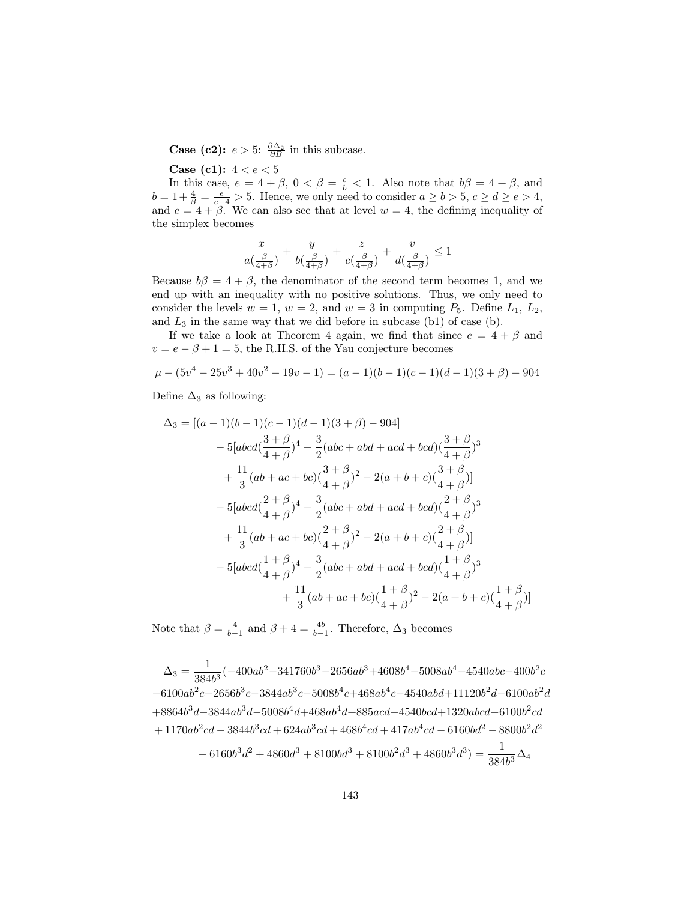**Case (c2):** $e > 5$: $\frac{\partial \Delta_2}{\partial B}$ in this subcase.

**Case (c1):** $4 < e < 5$

In this case, $e = 4 + \beta$, $0 < \beta = \frac{e}{b} < 1$. Also note that $b\beta = 4 + \beta$, and $b = 1 + \frac{4}{\beta} = \frac{e}{e-4} > 5$. Hence, we only need to consider $a \geq b > 5$, $c \geq d \geq e > 4$, and $e = 4 + \beta$. We can also see that at level $w = 4$, the defining inequality of the simplex becomes

$$\frac{x}{a(\frac{\beta}{4+\beta})} + \frac{y}{b(\frac{\beta}{4+\beta})} + \frac{z}{c(\frac{\beta}{4+\beta})} + \frac{v}{d(\frac{\beta}{4+\beta})} \leq 1$$

Because $b\beta = 4 + \beta$, the denominator of the second term becomes 1, and we end up with an inequality with no positive solutions. Thus, we only need to consider the levels $w = 1$, $w = 2$, and $w = 3$ in computing $P_5$. Define $L_1$, $L_2$, and $L_3$ in the same way that we did before in subcase (b1) of case (b).

If we take a look at Theorem 4 again, we find that since $e = 4 + \beta$ and $v = e - \beta + 1 = 5$, the R.H.S. of the Yau conjecture becomes

$$\mu - (5v^4 - 25v^3 + 40v^2 - 19v - 1) = (a-1)(b-1)(c-1)(d-1)(3+\beta) - 904$$

Define $\Delta_3$ as following:

$$\begin{aligned}
\Delta_3 = {} & [(a-1)(b-1)(c-1)(d-1)(3+\beta) - 904] \\
& - 5[abcd(\frac{3+\beta}{4+\beta})^4 - \frac{3}{2}(abc + abd + acd + bcd)(\frac{3+\beta}{4+\beta})^3 \\
& + \frac{11}{3}(ab + ac + bc)(\frac{3+\beta}{4+\beta})^2 - 2(a+b+c)(\frac{3+\beta}{4+\beta})] \\
& - 5[abcd(\frac{2+\beta}{4+\beta})^4 - \frac{3}{2}(abc + abd + acd + bcd)(\frac{2+\beta}{4+\beta})^3 \\
& + \frac{11}{3}(ab + ac + bc)(\frac{2+\beta}{4+\beta})^2 - 2(a+b+c)(\frac{2+\beta}{4+\beta})] \\
& - 5[abcd(\frac{1+\beta}{4+\beta})^4 - \frac{3}{2}(abc + abd + acd + bcd)(\frac{1+\beta}{4+\beta})^3 \\
& + \frac{11}{3}(ab + ac + bc)(\frac{1+\beta}{4+\beta})^2 - 2(a+b+c)(\frac{1+\beta}{4+\beta})]
\end{aligned}$$

Note that $\beta = \frac{4}{b-1}$ and $\beta + 4 = \frac{4b}{b-1}$. Therefore, $\Delta_3$ becomes

$$\begin{aligned}
\Delta_3 = {} & \frac{1}{384b^3}(-400ab^2 - 341760b^3 - 2656ab^3 + 4608b^4 - 5008ab^4 - 4540abc - 400b^2c \\
& - 6100ab^2c - 2656b^3c - 3844ab^3c - 5008b^4c + 468ab^4c - 4540abd + 11120b^2d - 6100ab^2d \\
& + 8864b^3d - 3844ab^3d - 5008b^4d + 468ab^4d + 885acd - 4540bcd + 1320abcd - 6100b^2cd \\
& + 1170ab^2cd - 3844b^3cd + 624ab^3cd + 468b^4cd + 417ab^4cd - 6160bd^2 - 8800b^2d^2 \\
& - 6160b^3d^2 + 4860d^3 + 8100bd^3 + 8100b^2d^3 + 4860b^3d^3) = \frac{1}{384b^3}\Delta_4
\end{aligned}$$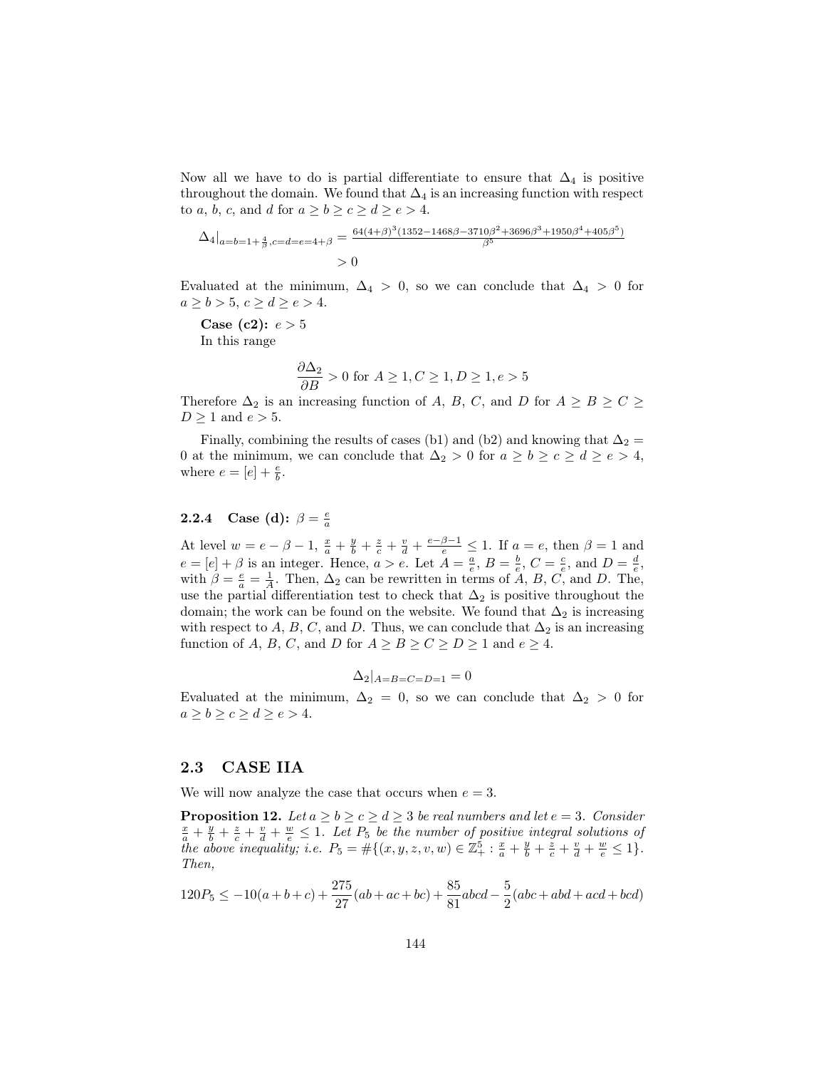Now all we have to do is partial differentiate to ensure that $\Delta_4$ is positive throughout the domain. We found that $\Delta_4$ is an increasing function with respect to $a$, $b$, $c$, and $d$ for $a \geq b \geq c \geq d \geq e > 4$.

$$\Delta_4|_{a=b=1+\frac{4}{\beta},c=d=e=4+\beta} = \frac{64(4+\beta)^3(1352-1468\beta-3710\beta^2+3696\beta^3+1950\beta^4+405\beta^5)}{\beta^5}$$
$$> 0$$

Evaluated at the minimum, $\Delta_4 > 0$, so we can conclude that $\Delta_4 > 0$ for $a \geq b > 5$, $c \geq d \geq e > 4$.

**Case (c2):** $e > 5$

In this range

$$\frac{\partial \Delta_2}{\partial B} > 0 \text{ for } A \geq 1, C \geq 1, D \geq 1, e > 5$$

Therefore $\Delta_2$ is an increasing function of $A$, $B$, $C$, and $D$ for $A \geq B \geq C \geq D \geq 1$ and $e > 5$.

Finally, combining the results of cases (b1) and (b2) and knowing that $\Delta_2 = 0$ at the minimum, we can conclude that $\Delta_2 > 0$ for $a \geq b \geq c \geq d \geq e > 4$, where $e = [e] + \frac{e}{b}$.

### 2.2.4 Case (d): $\beta = \frac{e}{a}$

At level $w = e - \beta - 1$, $\frac{x}{a} + \frac{y}{b} + \frac{z}{c} + \frac{v}{d} + \frac{e-\beta-1}{e} \leq 1$. If $a = e$, then $\beta = 1$ and $e = [e] + \beta$ is an integer. Hence, $a > e$. Let $A = \frac{a}{e}$, $B = \frac{b}{e}$, $C = \frac{c}{e}$, and $D = \frac{d}{e}$, with $\beta = \frac{e}{a} = \frac{1}{A}$. Then, $\Delta_2$ can be rewritten in terms of $A$, $B$, $C$, and $D$. The, use the partial differentiation test to check that $\Delta_2$ is positive throughout the domain; the work can be found on the website. We found that $\Delta_2$ is increasing with respect to $A$, $B$, $C$, and $D$. Thus, we can conclude that $\Delta_2$ is an increasing function of $A$, $B$, $C$, and $D$ for $A \geq B \geq C \geq D \geq 1$ and $e \geq 4$.

$$\Delta_2|_{A=B=C=D=1} = 0$$

Evaluated at the minimum, $\Delta_2 = 0$, so we can conclude that $\Delta_2 > 0$ for $a \geq b \geq c \geq d \geq e > 4$.

## 2.3 CASE IIA

We will now analyze the case that occurs when $e = 3$.

**Proposition 12.** *Let $a \geq b \geq c \geq d \geq 3$ be real numbers and let $e = 3$. Consider $\frac{x}{a} + \frac{y}{b} + \frac{z}{c} + \frac{v}{d} + \frac{w}{e} \leq 1$. Let $P_5$ be the number of positive integral solutions of the above inequality; i.e. $P_5 = \#\{(x, y, z, v, w) \in \mathbb{Z}_+^5 : \frac{x}{a} + \frac{y}{b} + \frac{z}{c} + \frac{v}{d} + \frac{w}{e} \leq 1\}$. Then,*

$$120P_5 \leq -10(a+b+c) + \frac{275}{27}(ab+ac+bc) + \frac{85}{81}abcd - \frac{5}{2}(abc+abd+acd+bcd)$$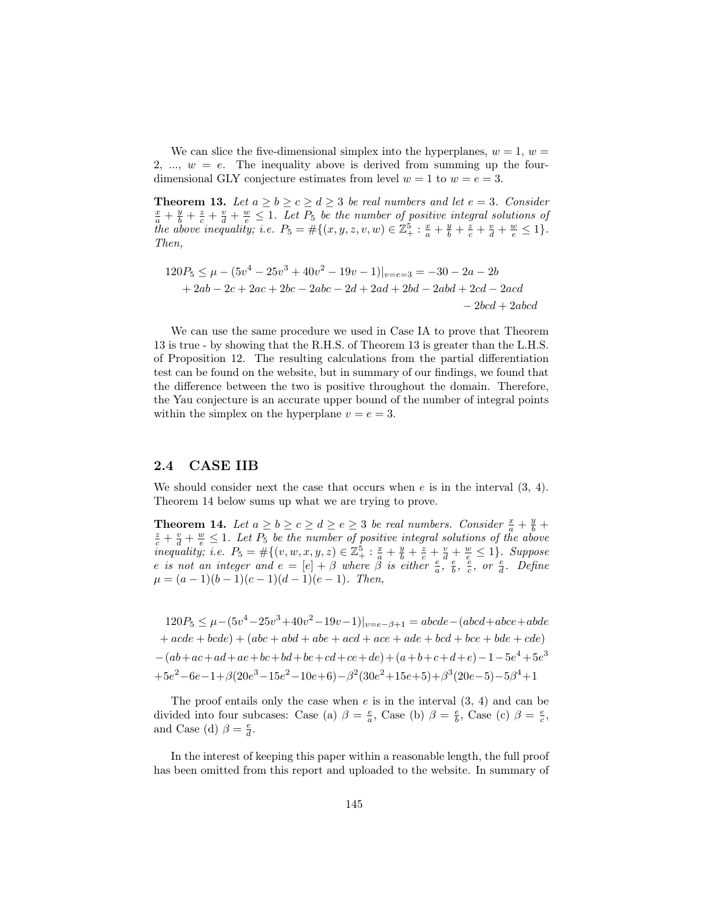We can slice the five-dimensional simplex into the hyperplanes, $w = 1$, $w = 2$, ..., $w = e$. The inequality above is derived from summing up the four-dimensional GLY conjecture estimates from level $w = 1$ to $w = e = 3$.

**Theorem 13.** *Let $a \geq b \geq c \geq d \geq 3$ be real numbers and let $e = 3$. Consider $\frac{x}{a} + \frac{y}{b} + \frac{z}{c} + \frac{v}{d} + \frac{w}{e} \leq 1$. Let $P_5$ be the number of positive integral solutions of the above inequality; i.e. $P_5 = \#\{(x, y, z, v, w) \in \mathbb{Z}_+^5 : \frac{x}{a} + \frac{y}{b} + \frac{z}{c} + \frac{v}{d} + \frac{w}{e} \leq 1\}$. Then,*

$$120P_5 \leq \mu - (5v^4 - 25v^3 + 40v^2 - 19v - 1)|_{v=e=3} = -30 - 2a - 2b + 2ab - 2c + 2ac + 2bc - 2abc - 2d + 2ad + 2bd - 2abd + 2cd - 2acd - 2bcd + 2abcd$$

We can use the same procedure we used in Case IA to prove that Theorem 13 is true - by showing that the R.H.S. of Theorem 13 is greater than the L.H.S. of Proposition 12. The resulting calculations from the partial differentiation test can be found on the website, but in summary of our findings, we found that the difference between the two is positive throughout the domain. Therefore, the Yau conjecture is an accurate upper bound of the number of integral points within the simplex on the hyperplane $v = e = 3$.

## 2.4 CASE IIB

We should consider next the case that occurs when $e$ is in the interval $(3, 4)$. Theorem 14 below sums up what we are trying to prove.

**Theorem 14.** *Let $a \geq b \geq c \geq d \geq e \geq 3$ be real numbers. Consider $\frac{x}{a} + \frac{y}{b} + \frac{z}{c} + \frac{v}{d} + \frac{w}{e} \leq 1$. Let $P_5$ be the number of positive integral solutions of the above inequality; i.e. $P_5 = \#\{(v, w, x, y, z) \in \mathbb{Z}_+^5 : \frac{x}{a} + \frac{y}{b} + \frac{z}{c} + \frac{v}{d} + \frac{w}{e} \leq 1\}$. Suppose $e$ is not an integer and $e = [e] + \beta$ where $\beta$ is either $\frac{e}{a}$, $\frac{e}{b}$, $\frac{e}{c}$, or $\frac{e}{d}$. Define $\mu = (a-1)(b-1)(c-1)(d-1)(e-1)$. Then,*

$$\begin{aligned}120P_5 \leq \mu - (5v^4 - 25v^3 + 40v^2 - 19v - 1)|_{v=e-\beta+1} = abcde - (abcd + abce + abde \\ + acde + bcde) + (abc + abd + abe + acd + ace + ade + bcd + bce + bde + cde) \\ -(ab + ac + ad + ae + bc + bd + be + cd + ce + de) + (a + b + c + d + e) - 1 - 5e^4 + 5e^3 \\ +5e^2 - 6e - 1 + \beta(20e^3 - 15e^2 - 10e + 6) - \beta^2(30e^2 + 15e + 5) + \beta^3(20e - 5) - 5\beta^4 + 1\end{aligned}$$

The proof entails only the case when $e$ is in the interval $(3, 4)$ and can be divided into four subcases: Case (a) $\beta = \frac{e}{a}$, Case (b) $\beta = \frac{e}{b}$, Case (c) $\beta = \frac{e}{c}$, and Case (d) $\beta = \frac{e}{d}$.

In the interest of keeping this paper within a reasonable length, the full proof has been omitted from this report and uploaded to the website. In summary of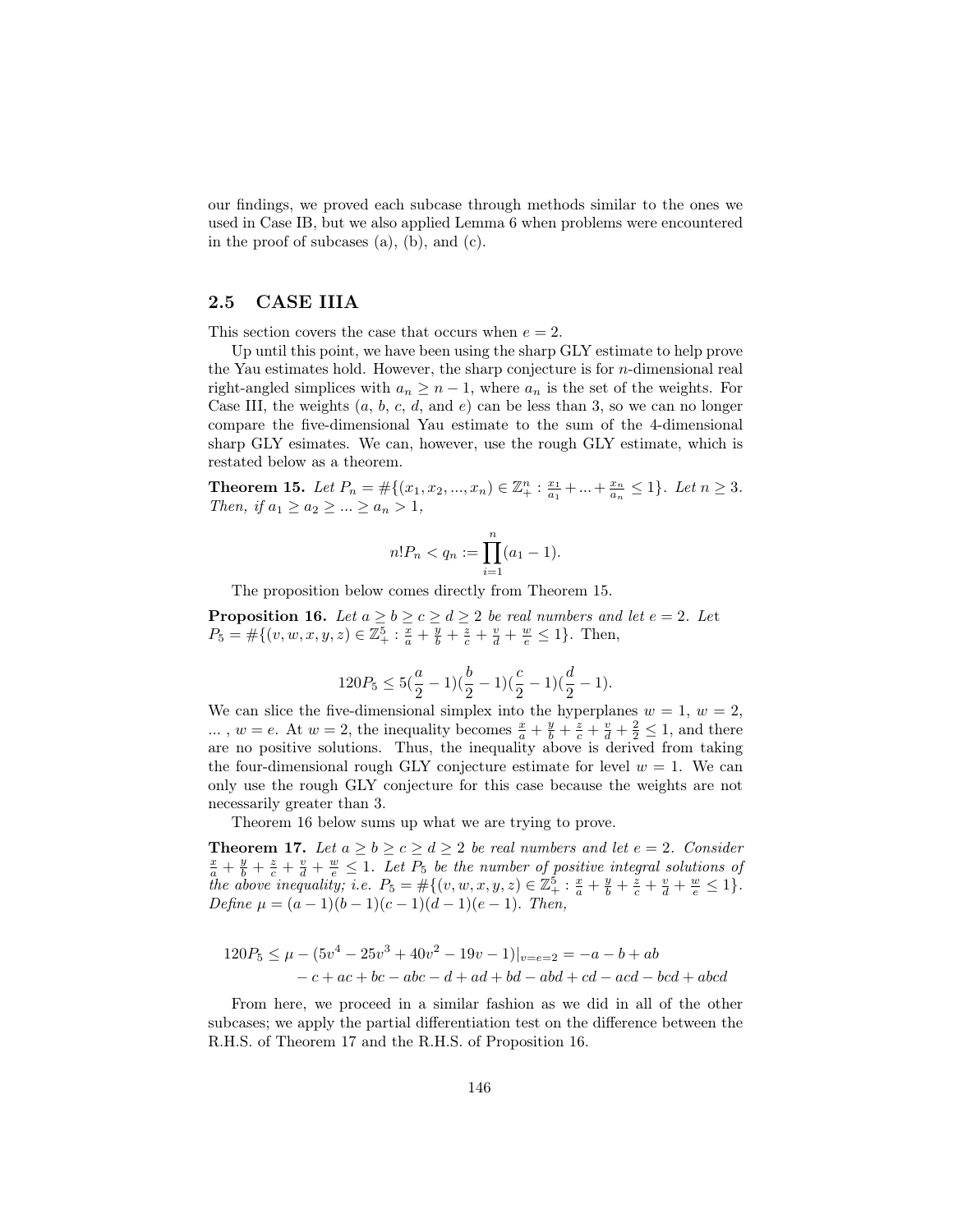our findings, we proved each subcase through methods similar to the ones we used in Case IB, but we also applied Lemma 6 when problems were encountered in the proof of subcases (a), (b), and (c).

## 2.5 CASE IIIA

This section covers the case that occurs when $e = 2$.

Up until this point, we have been using the sharp GLY estimate to help prove the Yau estimates hold. However, the sharp conjecture is for $n$-dimensional real right-angled simplices with $a_n \geq n-1$, where $a_n$ is the set of the weights. For Case III, the weights ($a$, $b$, $c$, $d$, and $e$) can be less than 3, so we can no longer compare the five-dimensional Yau estimate to the sum of the 4-dimensional sharp GLY esimates. We can, however, use the rough GLY estimate, which is restated below as a theorem.

**Theorem 15.** *Let $P_n = \#\{(x_1, x_2, ..., x_n) \in \mathbb{Z}_+^n : \frac{x_1}{a_1} + ... + \frac{x_n}{a_n} \leq 1\}$. Let $n \geq 3$. Then, if $a_1 \geq a_2 \geq ... \geq a_n > 1$,*

$$n!P_n < q_n := \prod_{i=1}^{n}(a_1 - 1).$$

The proposition below comes directly from Theorem 15.

**Proposition 16.** *Let $a \geq b \geq c \geq d \geq 2$ be real numbers and let $e = 2$. Let $P_5 = \#\{(v, w, x, y, z) \in \mathbb{Z}_+^5 : \frac{x}{a} + \frac{y}{b} + \frac{z}{c} + \frac{v}{d} + \frac{w}{e} \leq 1\}$. Then,*

$$120P_5 \leq 5(\frac{a}{2} - 1)(\frac{b}{2} - 1)(\frac{c}{2} - 1)(\frac{d}{2} - 1).$$

We can slice the five-dimensional simplex into the hyperplanes $w = 1$, $w = 2$, ... , $w = e$. At $w = 2$, the inequality becomes $\frac{x}{a} + \frac{y}{b} + \frac{z}{c} + \frac{v}{d} + \frac{2}{2} \leq 1$, and there are no positive solutions. Thus, the inequality above is derived from taking the four-dimensional rough GLY conjecture estimate for level $w = 1$. We can only use the rough GLY conjecture for this case because the weights are not necessarily greater than 3.

Theorem 16 below sums up what we are trying to prove.

**Theorem 17.** *Let $a \geq b \geq c \geq d \geq 2$ be real numbers and let $e = 2$. Consider $\frac{x}{a} + \frac{y}{b} + \frac{z}{c} + \frac{v}{d} + \frac{w}{e} \leq 1$. Let $P_5$ be the number of positive integral solutions of the above inequality; i.e. $P_5 = \#\{(v, w, x, y, z) \in \mathbb{Z}_+^5 : \frac{x}{a} + \frac{y}{b} + \frac{z}{c} + \frac{v}{d} + \frac{w}{e} \leq 1\}$. Define $\mu = (a-1)(b-1)(c-1)(d-1)(e-1)$. Then,*

$$\begin{aligned}120P_5 \leq \mu - (5v^4 - 25v^3 + 40v^2 - 19v - 1)|_{v=e=2} = -a - b + ab \\ - c + ac + bc - abc - d + ad + bd - abd + cd - acd - bcd + abcd\end{aligned}$$

From here, we proceed in a similar fashion as we did in all of the other subcases; we apply the partial differentiation test on the difference between the R.H.S. of Theorem 17 and the R.H.S. of Proposition 16.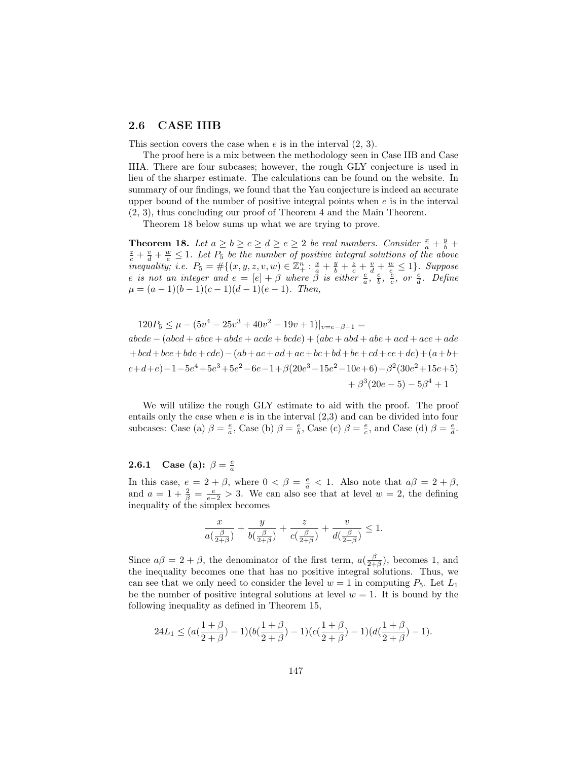## 2.6 CASE IIIB

This section covers the case when $e$ is in the interval (2, 3).

The proof here is a mix between the methodology seen in Case IIB and Case IIIA. There are four subcases; however, the rough GLY conjecture is used in lieu of the sharper estimate. The calculations can be found on the website. In summary of our findings, we found that the Yau conjecture is indeed an accurate upper bound of the number of positive integral points when $e$ is in the interval (2, 3), thus concluding our proof of Theorem 4 and the Main Theorem.

Theorem 18 below sums up what we are trying to prove.

**Theorem 18.** *Let $a \geq b \geq c \geq d \geq e \geq 2$ be real numbers. Consider $\frac{x}{a} + \frac{y}{b} + \frac{z}{c} + \frac{v}{d} + \frac{w}{e} \leq 1$. Let $P_5$ be the number of positive integral solutions of the above inequality; i.e. $P_5 = \#\{(x, y, z, v, w) \in \mathbb{Z}_+^n : \frac{x}{a} + \frac{y}{b} + \frac{z}{c} + \frac{v}{d} + \frac{w}{e} \leq 1\}$. Suppose $e$ is not an integer and $e = [e] + \beta$ where $\beta$ is either $\frac{e}{a}$, $\frac{e}{b}$, $\frac{e}{c}$, or $\frac{e}{d}$. Define $\mu = (a-1)(b-1)(c-1)(d-1)(e-1)$. Then,*

$$
\begin{aligned}
&120P_5 \leq \mu - (5v^4 - 25v^3 + 40v^2 - 19v + 1)|_{v=e-\beta+1} = \\
&abcde - (abcd + abce + abde + acde + bcde) + (abc + abd + abe + acd + ace + ade \\
&+ bcd + bce + bde + cde) - (ab + ac + ad + ae + bc + bd + be + cd + ce + de) + (a + b + \\
&c + d + e) - 1 - 5e^4 + 5e^3 + 5e^2 - 6e - 1 + \beta(20e^3 - 15e^2 - 10e + 6) - \beta^2(30e^2 + 15e + 5) \\
&+ \beta^3(20e - 5) - 5\beta^4 + 1
\end{aligned}
$$

We will utilize the rough GLY estimate to aid with the proof. The proof entails only the case when $e$ is in the interval (2,3) and can be divided into four subcases: Case (a) $\beta = \frac{e}{a}$, Case (b) $\beta = \frac{e}{b}$, Case (c) $\beta = \frac{e}{c}$, and Case (d) $\beta = \frac{e}{d}$.

### 2.6.1 Case (a): $\beta = \frac{e}{a}$

In this case, $e = 2 + \beta$, where $0 < \beta = \frac{e}{a} < 1$. Also note that $a\beta = 2 + \beta$, and $a = 1 + \frac{2}{\beta} = \frac{e}{e-2} > 3$. We can also see that at level $w = 2$, the defining inequality of the simplex becomes

$$
\frac{x}{a(\frac{\beta}{2+\beta})} + \frac{y}{b(\frac{\beta}{2+\beta})} + \frac{z}{c(\frac{\beta}{2+\beta})} + \frac{v}{d(\frac{\beta}{2+\beta})} \leq 1.
$$

Since $a\beta = 2 + \beta$, the denominator of the first term, $a(\frac{\beta}{2+\beta})$, becomes 1, and the inequality becomes one that has no positive integral solutions. Thus, we can see that we only need to consider the level $w = 1$ in computing $P_5$. Let $L_1$ be the number of positive integral solutions at level $w = 1$. It is bound by the following inequality as defined in Theorem 15,

$$
24L_1 \leq (a(\frac{1+\beta}{2+\beta}) - 1)(b(\frac{1+\beta}{2+\beta}) - 1)(c(\frac{1+\beta}{2+\beta}) - 1)(d(\frac{1+\beta}{2+\beta}) - 1).
$$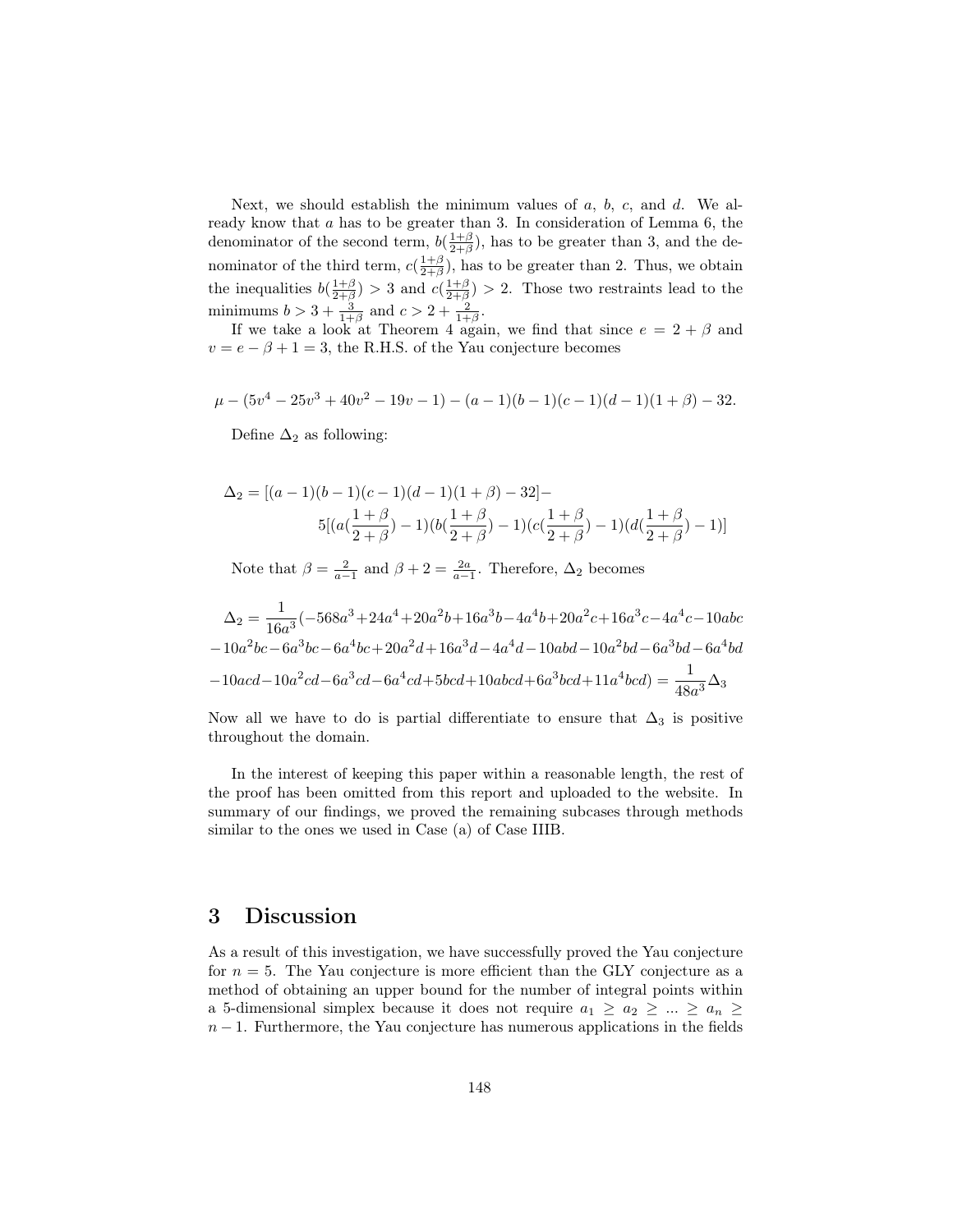Next, we should establish the minimum values of $a$, $b$, $c$, and $d$. We already know that $a$ has to be greater than 3. In consideration of Lemma 6, the denominator of the second term, $b(\frac{1+\beta}{2+\beta})$, has to be greater than 3, and the denominator of the third term, $c(\frac{1+\beta}{2+\beta})$, has to be greater than 2. Thus, we obtain the inequalities $b(\frac{1+\beta}{2+\beta}) > 3$ and $c(\frac{1+\beta}{2+\beta}) > 2$. Those two restraints lead to the minimums $b > 3 + \frac{3}{1+\beta}$ and $c > 2 + \frac{2}{1+\beta}$.

If we take a look at Theorem 4 again, we find that since $e = 2 + \beta$ and $v = e - \beta + 1 = 3$, the R.H.S. of the Yau conjecture becomes

$$\mu - (5v^4 - 25v^3 + 40v^2 - 19v - 1) - (a-1)(b-1)(c-1)(d-1)(1+\beta) - 32.$$

Define $\Delta_2$ as following:

$$\Delta_2 = [(a-1)(b-1)(c-1)(d-1)(1+\beta) - 32] - 5[(a(\frac{1+\beta}{2+\beta}) - 1)(b(\frac{1+\beta}{2+\beta}) - 1)(c(\frac{1+\beta}{2+\beta}) - 1)(d(\frac{1+\beta}{2+\beta}) - 1)]$$

Note that $\beta = \frac{2}{a-1}$ and $\beta + 2 = \frac{2a}{a-1}$. Therefore, $\Delta_2$ becomes

$$\Delta_2 = \frac{1}{16a^3}(-568a^3 + 24a^4 + 20a^2b + 16a^3b - 4a^4b + 20a^2c + 16a^3c - 4a^4c - 10abc - 10a^2bc - 6a^3bc - 6a^4bc + 20a^2d + 16a^3d - 4a^4d - 10abd - 10a^2bd - 6a^3bd - 6a^4bd - 10acd - 10a^2cd - 6a^3cd - 6a^4cd + 5bcd + 10abcd + 6a^3bcd + 11a^4bcd) = \frac{1}{48a^3}\Delta_3$$

Now all we have to do is partial differentiate to ensure that $\Delta_3$ is positive throughout the domain.

In the interest of keeping this paper within a reasonable length, the rest of the proof has been omitted from this report and uploaded to the website. In summary of our findings, we proved the remaining subcases through methods similar to the ones we used in Case (a) of Case IIIB.

# 3 Discussion

As a result of this investigation, we have successfully proved the Yau conjecture for $n = 5$. The Yau conjecture is more efficient than the GLY conjecture as a method of obtaining an upper bound for the number of integral points within a 5-dimensional simplex because it does not require $a_1 \geq a_2 \geq \ldots \geq a_n \geq n-1$. Furthermore, the Yau conjecture has numerous applications in the fields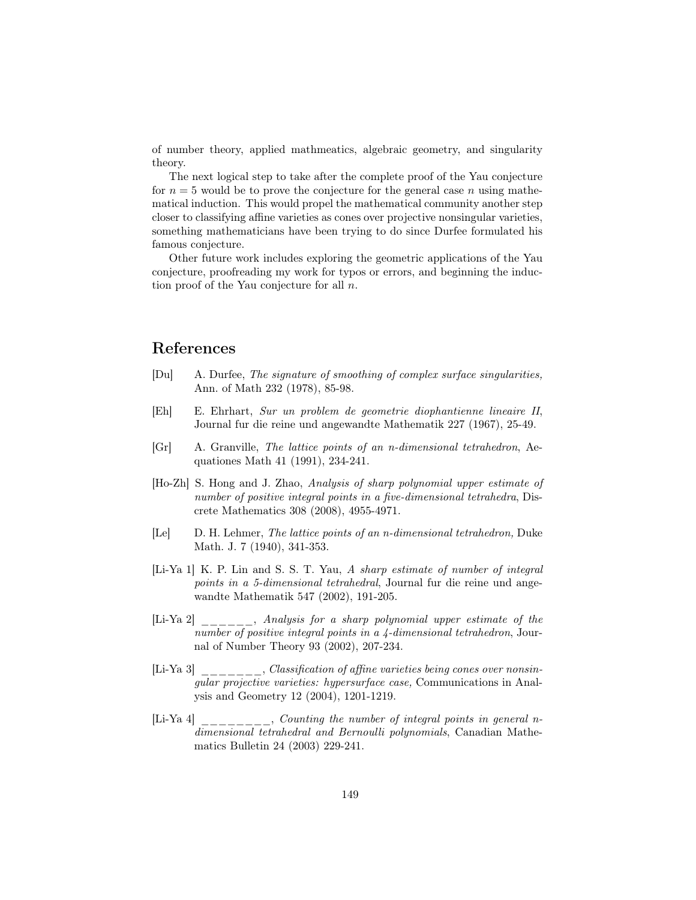of number theory, applied mathmeatics, algebraic geometry, and singularity theory.

The next logical step to take after the complete proof of the Yau conjecture for $n = 5$ would be to prove the conjecture for the general case $n$ using mathematical induction. This would propel the mathematical community another step closer to classifying affine varieties as cones over projective nonsingular varieties, something mathematicians have been trying to do since Durfee formulated his famous conjecture.

Other future work includes exploring the geometric applications of the Yau conjecture, proofreading my work for typos or errors, and beginning the induction proof of the Yau conjecture for all $n$.

## References

[Du] A. Durfee, *The signature of smoothing of complex surface singularities,* Ann. of Math 232 (1978), 85-98.

[Eh] E. Ehrhart, *Sur un problem de geometrie diophantienne lineaire II*, Journal fur die reine und angewandte Mathematik 227 (1967), 25-49.

[Gr] A. Granville, *The lattice points of an n-dimensional tetrahedron*, Aequationes Math 41 (1991), 234-241.

[Ho-Zh] S. Hong and J. Zhao, *Analysis of sharp polynomial upper estimate of number of positive integral points in a five-dimensional tetrahedra*, Discrete Mathematics 308 (2008), 4955-4971.

[Le] D. H. Lehmer, *The lattice points of an n-dimensional tetrahedron,* Duke Math. J. 7 (1940), 341-353.

[Li-Ya 1] K. P. Lin and S. S. T. Yau, *A sharp estimate of number of integral points in a 5-dimensional tetrahedral*, Journal fur die reine und angewandte Mathematik 547 (2002), 191-205.

[Li-Ya 2] ______, *Analysis for a sharp polynomial upper estimate of the number of positive integral points in a 4-dimensional tetrahedron*, Journal of Number Theory 93 (2002), 207-234.

[Li-Ya 3] _______, *Classification of affine varieties being cones over nonsingular projective varieties: hypersurface case,* Communications in Analysis and Geometry 12 (2004), 1201-1219.

[Li-Ya 4] ________, *Counting the number of integral points in general n-dimensional tetrahedral and Bernoulli polynomials*, Canadian Mathematics Bulletin 24 (2003) 229-241.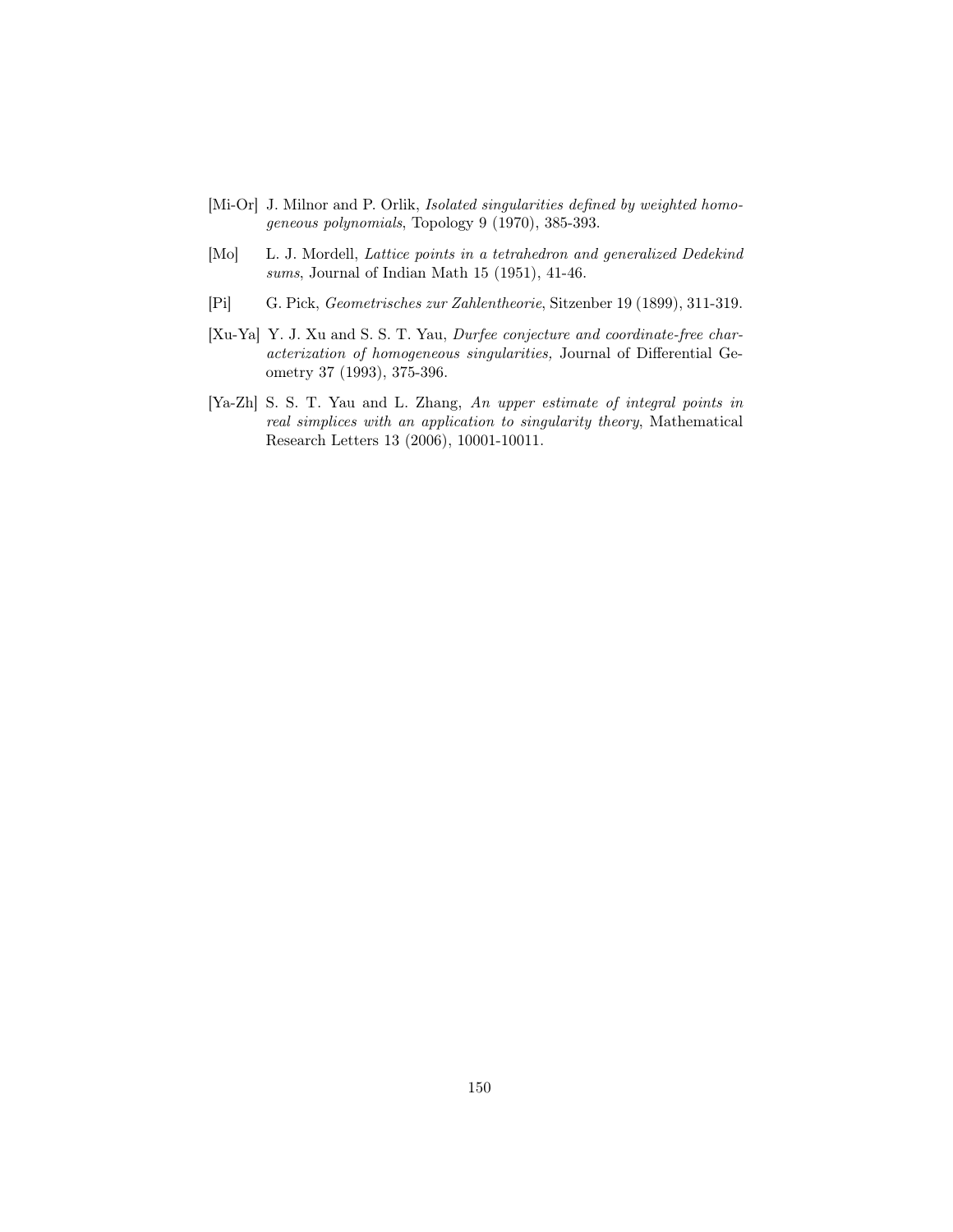[Mi-Or] J. Milnor and P. Orlik, *Isolated singularities defined by weighted homogeneous polynomials*, Topology 9 (1970), 385-393.

[Mo] L. J. Mordell, *Lattice points in a tetrahedron and generalized Dedekind sums*, Journal of Indian Math 15 (1951), 41-46.

[Pi] G. Pick, *Geometrisches zur Zahlentheorie*, Sitzenber 19 (1899), 311-319.

[Xu-Ya] Y. J. Xu and S. S. T. Yau, *Durfee conjecture and coordinate-free characterization of homogeneous singularities,* Journal of Differential Geometry 37 (1993), 375-396.

[Ya-Zh] S. S. T. Yau and L. Zhang, *An upper estimate of integral points in real simplices with an application to singularity theory*, Mathematical Research Letters 13 (2006), 10001-10011.